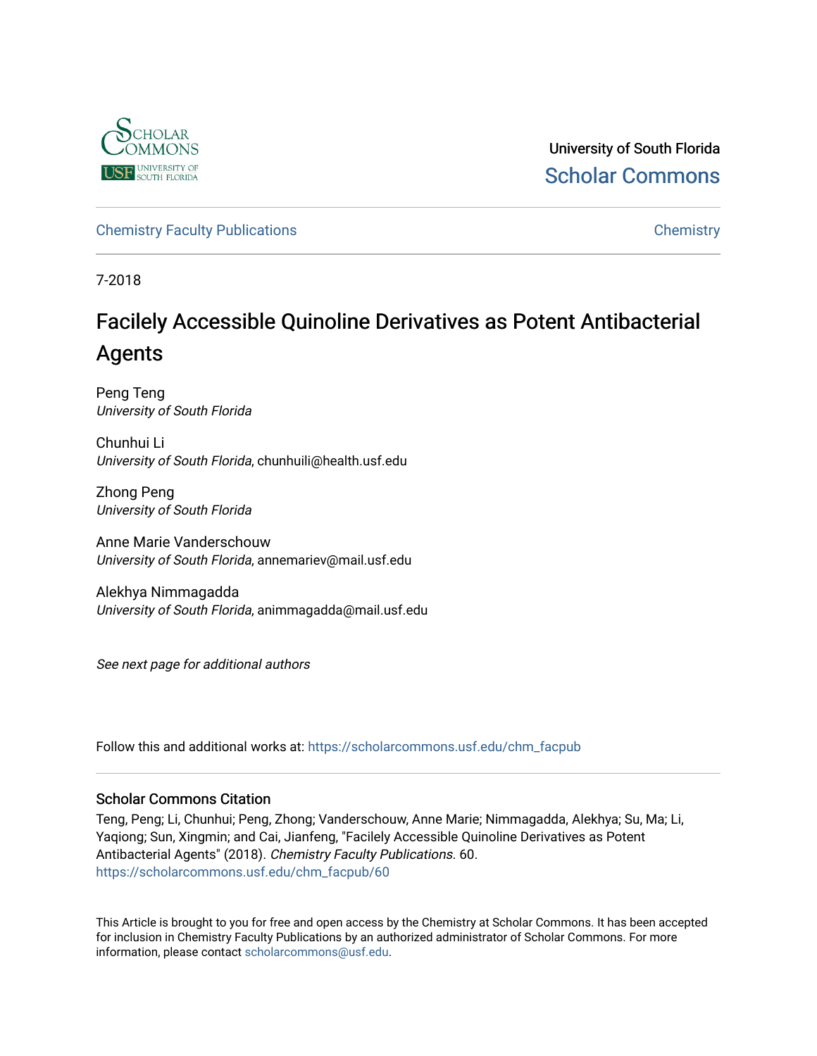University of South Florida
Scholar Commons

Chemistry Faculty Publications | Chemistry

7-2018

# Facilely Accessible Quinoline Derivatives as Potent Antibacterial Agents

Peng Teng
*University of South Florida*

Chunhui Li
*University of South Florida*, chunhuili@health.usf.edu

Zhong Peng
*University of South Florida*

Anne Marie Vanderschouw
*University of South Florida*, annemariev@mail.usf.edu

Alekhya Nimmagadda
*University of South Florida*, animmagadda@mail.usf.edu

*See next page for additional authors*

Follow this and additional works at: https://scholarcommons.usf.edu/chm_facpub

## Scholar Commons Citation

Teng, Peng; Li, Chunhui; Peng, Zhong; Vanderschouw, Anne Marie; Nimmagadda, Alekhya; Su, Ma; Li, Yaqiong; Sun, Xingmin; and Cai, Jianfeng, "Facilely Accessible Quinoline Derivatives as Potent Antibacterial Agents" (2018). *Chemistry Faculty Publications*. 60.
https://scholarcommons.usf.edu/chm_facpub/60

This Article is brought to you for free and open access by the Chemistry at Scholar Commons. It has been accepted for inclusion in Chemistry Faculty Publications by an authorized administrator of Scholar Commons. For more information, please contact scholarcommons@usf.edu.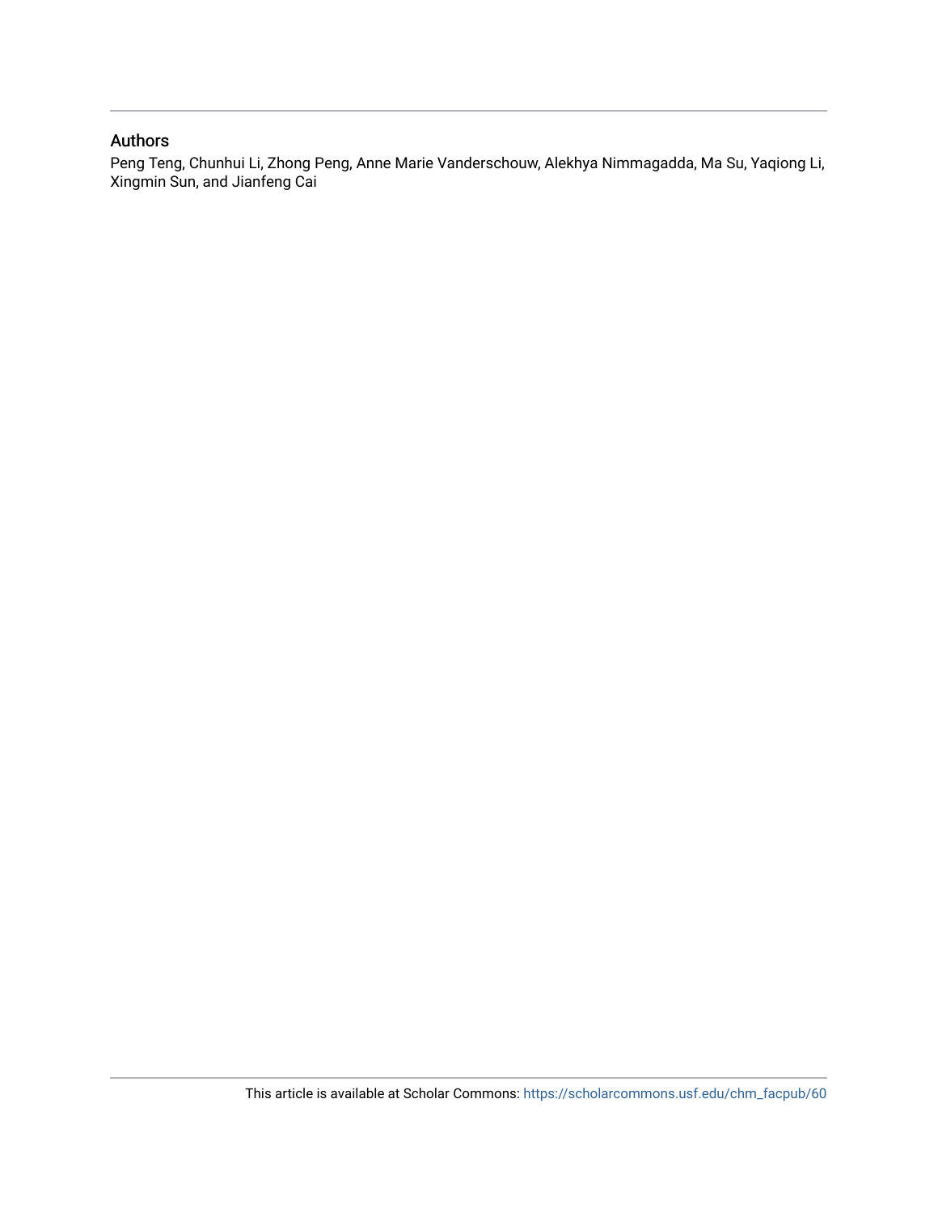## Authors

Peng Teng, Chunhui Li, Zhong Peng, Anne Marie Vanderschouw, Alekhya Nimmagadda, Ma Su, Yaqiong Li, Xingmin Sun, and Jianfeng Cai

This article is available at Scholar Commons: https://scholarcommons.usf.edu/chm_facpub/60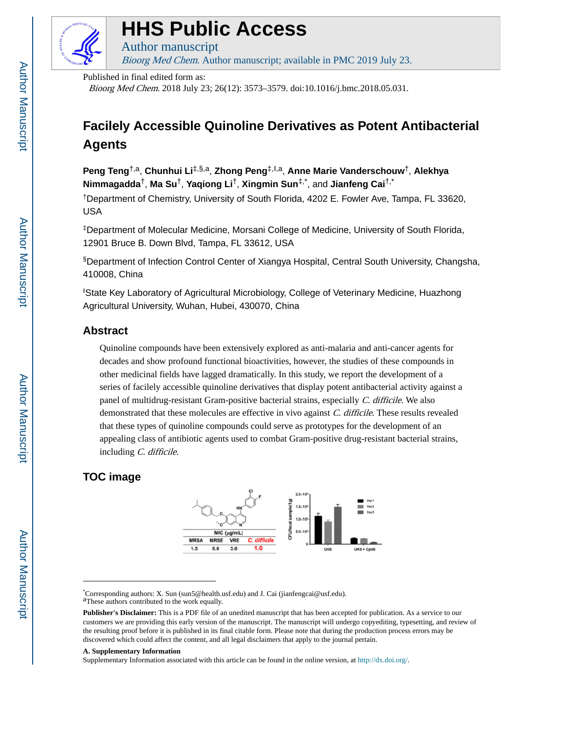# HHS Public Access

Author manuscript

*Bioorg Med Chem*. Author manuscript; available in PMC 2019 July 23.

Published in final edited form as:

*Bioorg Med Chem*. 2018 July 23; 26(12): 3573–3579. doi:10.1016/j.bmc.2018.05.031.

# Facilely Accessible Quinoline Derivatives as Potent Antibacterial Agents

**Peng Teng**[†,a], **Chunhui Li**[‡,§,a], **Zhong Peng**[‡,‖,a], **Anne Marie Vanderschouw**[†], **Alekhya Nimmagadda**[†], **Ma Su**[†], **Yaqiong Li**[†], **Xingmin Sun**[‡,*], and **Jianfeng Cai**[†,*]

[†]Department of Chemistry, University of South Florida, 4202 E. Fowler Ave, Tampa, FL 33620, USA

[‡]Department of Molecular Medicine, Morsani College of Medicine, University of South Florida, 12901 Bruce B. Down Blvd, Tampa, FL 33612, USA

[§]Department of Infection Control Center of Xiangya Hospital, Central South University, Changsha, 410008, China

[‖]State Key Laboratory of Agricultural Microbiology, College of Veterinary Medicine, Huazhong Agricultural University, Wuhan, Hubei, 430070, China

## Abstract

Quinoline compounds have been extensively explored as anti-malaria and anti-cancer agents for decades and show profound functional bioactivities, however, the studies of these compounds in other medicinal fields have lagged dramatically. In this study, we report the development of a series of facilely accessible quinoline derivatives that display potent antibacterial activity against a panel of multidrug-resistant Gram-positive bacterial strains, especially *C. difficile*. We also demonstrated that these molecules are effective in vivo against *C. difficile*. These results revealed that these types of quinoline compounds could serve as prototypes for the development of an appealing class of antibiotic agents used to combat Gram-positive drug-resistant bacterial strains, including *C. difficile*.

## TOC image

| MRSA | MRSE | VRE | *C. difficile* |
|---|---|---|---|
| 1.5 | 6.0 | 3.0 | 1.0 |

MIC (μg/mL)

---

[*]Corresponding authors: X. Sun (sun5@health.usf.edu) and J. Cai (jianfengcai@usf.edu).

[a]These authors contributed to the work equally.

**Publisher's Disclaimer:** This is a PDF file of an unedited manuscript that has been accepted for publication. As a service to our customers we are providing this early version of the manuscript. The manuscript will undergo copyediting, typesetting, and review of the resulting proof before it is published in its final citable form. Please note that during the production process errors may be discovered which could affect the content, and all legal disclaimers that apply to the journal pertain.

**A. Supplementary Information**

Supplementary Information associated with this article can be found in the online version, at http://dx.doi.org/.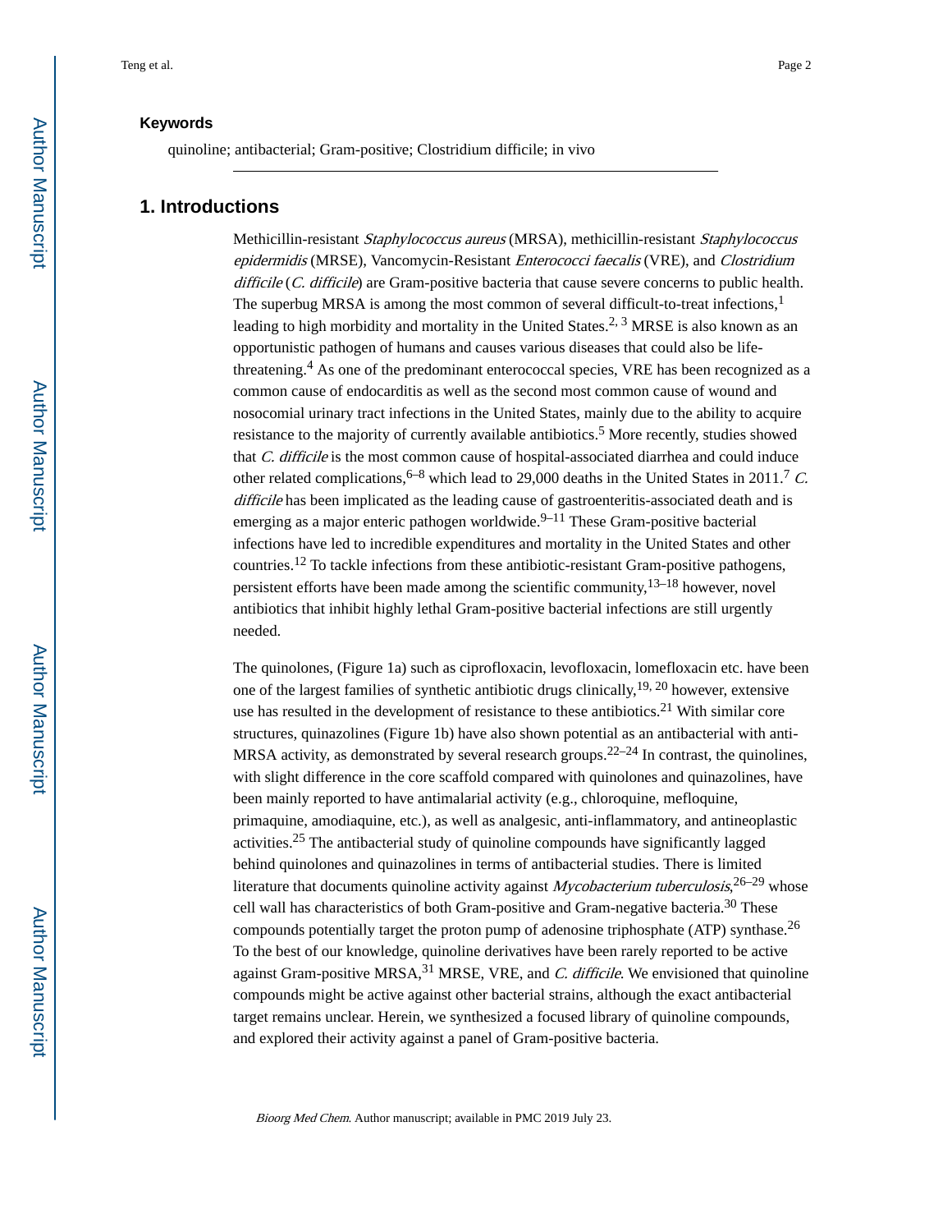#### Keywords

quinoline; antibacterial; Gram-positive; Clostridium difficile; in vivo

## 1. Introductions

Methicillin-resistant *Staphylococcus aureus* (MRSA), methicillin-resistant *Staphylococcus epidermidis* (MRSE), Vancomycin-Resistant *Enterococci faecalis* (VRE), and *Clostridium difficile* (*C. difficile*) are Gram-positive bacteria that cause severe concerns to public health. The superbug MRSA is among the most common of several difficult-to-treat infections,[1] leading to high morbidity and mortality in the United States.[2, 3] MRSE is also known as an opportunistic pathogen of humans and causes various diseases that could also be life-threatening.[4] As one of the predominant enterococcal species, VRE has been recognized as a common cause of endocarditis as well as the second most common cause of wound and nosocomial urinary tract infections in the United States, mainly due to the ability to acquire resistance to the majority of currently available antibiotics.[5] More recently, studies showed that *C. difficile* is the most common cause of hospital-associated diarrhea and could induce other related complications,[6–8] which lead to 29,000 deaths in the United States in 2011.[7] *C. difficile* has been implicated as the leading cause of gastroenteritis-associated death and is emerging as a major enteric pathogen worldwide.[9–11] These Gram-positive bacterial infections have led to incredible expenditures and mortality in the United States and other countries.[12] To tackle infections from these antibiotic-resistant Gram-positive pathogens, persistent efforts have been made among the scientific community,[13–18] however, novel antibiotics that inhibit highly lethal Gram-positive bacterial infections are still urgently needed.

The quinolones, (Figure 1a) such as ciprofloxacin, levofloxacin, lomefloxacin etc. have been one of the largest families of synthetic antibiotic drugs clinically,[19, 20] however, extensive use has resulted in the development of resistance to these antibiotics.[21] With similar core structures, quinazolines (Figure 1b) have also shown potential as an antibacterial with anti-MRSA activity, as demonstrated by several research groups.[22–24] In contrast, the quinolines, with slight difference in the core scaffold compared with quinolones and quinazolines, have been mainly reported to have antimalarial activity (e.g., chloroquine, mefloquine, primaquine, amodiaquine, etc.), as well as analgesic, anti-inflammatory, and antineoplastic activities.[25] The antibacterial study of quinoline compounds have significantly lagged behind quinolones and quinazolines in terms of antibacterial studies. There is limited literature that documents quinoline activity against *Mycobacterium tuberculosis*,[26–29] whose cell wall has characteristics of both Gram-positive and Gram-negative bacteria.[30] These compounds potentially target the proton pump of adenosine triphosphate (ATP) synthase.[26] To the best of our knowledge, quinoline derivatives have been rarely reported to be active against Gram-positive MRSA,[31] MRSE, VRE, and *C. difficile*. We envisioned that quinoline compounds might be active against other bacterial strains, although the exact antibacterial target remains unclear. Herein, we synthesized a focused library of quinoline compounds, and explored their activity against a panel of Gram-positive bacteria.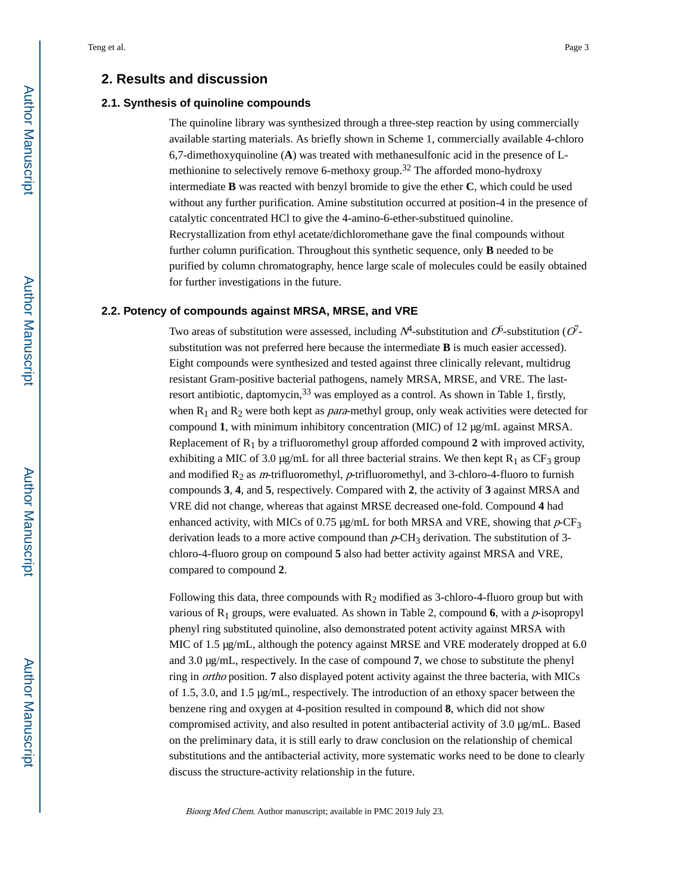## 2. Results and discussion

### 2.1. Synthesis of quinoline compounds

The quinoline library was synthesized through a three-step reaction by using commercially available starting materials. As briefly shown in Scheme 1, commercially available 4-chloro 6,7-dimethoxyquinoline (**A**) was treated with methanesulfonic acid in the presence of L-methionine to selectively remove 6-methoxy group.[32] The afforded mono-hydroxy intermediate **B** was reacted with benzyl bromide to give the ether **C**, which could be used without any further purification. Amine substitution occurred at position-4 in the presence of catalytic concentrated HCl to give the 4-amino-6-ether-substitued quinoline. Recrystallization from ethyl acetate/dichloromethane gave the final compounds without further column purification. Throughout this synthetic sequence, only **B** needed to be purified by column chromatography, hence large scale of molecules could be easily obtained for further investigations in the future.

### 2.2. Potency of compounds against MRSA, MRSE, and VRE

Two areas of substitution were assessed, including $N^4$-substitution and $O^6$-substitution ($O^7$-substitution was not preferred here because the intermediate **B** is much easier accessed). Eight compounds were synthesized and tested against three clinically relevant, multidrug resistant Gram-positive bacterial pathogens, namely MRSA, MRSE, and VRE. The last-resort antibiotic, daptomycin,[33] was employed as a control. As shown in Table 1, firstly, when $R_1$ and $R_2$ were both kept as *para*-methyl group, only weak activities were detected for compound **1**, with minimum inhibitory concentration (MIC) of 12 μg/mL against MRSA. Replacement of $R_1$ by a trifluoromethyl group afforded compound **2** with improved activity, exhibiting a MIC of 3.0 μg/mL for all three bacterial strains. We then kept $R_1$ as $CF_3$ group and modified $R_2$ as *m*-trifluoromethyl, *p*-trifluoromethyl, and 3-chloro-4-fluoro to furnish compounds **3**, **4**, and **5**, respectively. Compared with **2**, the activity of **3** against MRSA and VRE did not change, whereas that against MRSE decreased one-fold. Compound **4** had enhanced activity, with MICs of 0.75 μg/mL for both MRSA and VRE, showing that *p*-$CF_3$ derivation leads to a more active compound than *p*-$CH_3$ derivation. The substitution of 3-chloro-4-fluoro group on compound **5** also had better activity against MRSA and VRE, compared to compound **2**.

Following this data, three compounds with $R_2$ modified as 3-chloro-4-fluoro group but with various of $R_1$ groups, were evaluated. As shown in Table 2, compound **6**, with a *p*-isopropyl phenyl ring substituted quinoline, also demonstrated potent activity against MRSA with MIC of 1.5 μg/mL, although the potency against MRSE and VRE moderately dropped at 6.0 and 3.0 μg/mL, respectively. In the case of compound **7**, we chose to substitute the phenyl ring in *ortho* position. **7** also displayed potent activity against the three bacteria, with MICs of 1.5, 3.0, and 1.5 μg/mL, respectively. The introduction of an ethoxy spacer between the benzene ring and oxygen at 4-position resulted in compound **8**, which did not show compromised activity, and also resulted in potent antibacterial activity of 3.0 μg/mL. Based on the preliminary data, it is still early to draw conclusion on the relationship of chemical substitutions and the antibacterial activity, more systematic works need to be done to clearly discuss the structure-activity relationship in the future.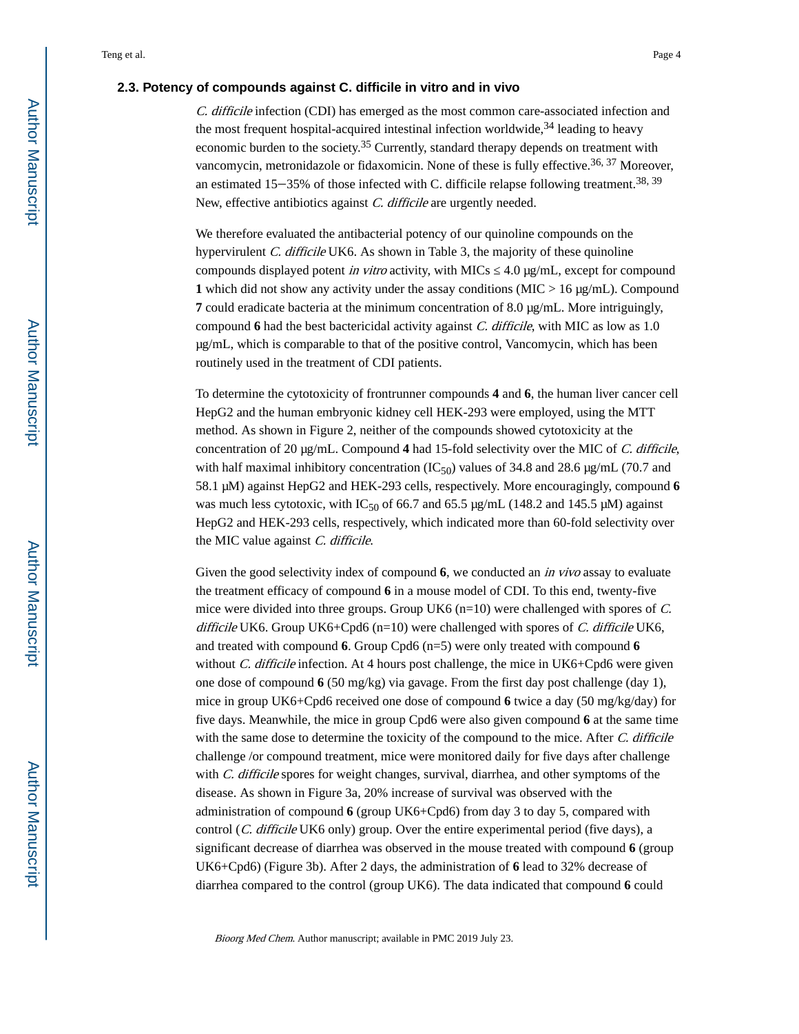### 2.3. Potency of compounds against C. difficile in vitro and in vivo

*C. difficile* infection (CDI) has emerged as the most common care-associated infection and the most frequent hospital-acquired intestinal infection worldwide,[34] leading to heavy economic burden to the society.[35] Currently, standard therapy depends on treatment with vancomycin, metronidazole or fidaxomicin. None of these is fully effective.[36, 37] Moreover, an estimated 15−35% of those infected with C. difficile relapse following treatment.[38, 39] New, effective antibiotics against *C. difficile* are urgently needed.

We therefore evaluated the antibacterial potency of our quinoline compounds on the hypervirulent *C. difficile* UK6. As shown in Table 3, the majority of these quinoline compounds displayed potent *in vitro* activity, with MICs ≤ 4.0 μg/mL, except for compound **1** which did not show any activity under the assay conditions (MIC > 16 μg/mL). Compound **7** could eradicate bacteria at the minimum concentration of 8.0 μg/mL. More intriguingly, compound **6** had the best bactericidal activity against *C. difficile*, with MIC as low as 1.0 μg/mL, which is comparable to that of the positive control, Vancomycin, which has been routinely used in the treatment of CDI patients.

To determine the cytotoxicity of frontrunner compounds **4** and **6**, the human liver cancer cell HepG2 and the human embryonic kidney cell HEK-293 were employed, using the MTT method. As shown in Figure 2, neither of the compounds showed cytotoxicity at the concentration of 20 μg/mL. Compound **4** had 15-fold selectivity over the MIC of *C. difficile*, with half maximal inhibitory concentration ($IC_{50}$) values of 34.8 and 28.6 μg/mL (70.7 and 58.1 μM) against HepG2 and HEK-293 cells, respectively. More encouragingly, compound **6** was much less cytotoxic, with $IC_{50}$ of 66.7 and 65.5 μg/mL (148.2 and 145.5 μM) against HepG2 and HEK-293 cells, respectively, which indicated more than 60-fold selectivity over the MIC value against *C. difficile*.

Given the good selectivity index of compound **6**, we conducted an *in vivo* assay to evaluate the treatment efficacy of compound **6** in a mouse model of CDI. To this end, twenty-five mice were divided into three groups. Group UK6 (n=10) were challenged with spores of *C. difficile* UK6. Group UK6+Cpd6 (n=10) were challenged with spores of *C. difficile* UK6, and treated with compound **6**. Group Cpd6 (n=5) were only treated with compound **6** without *C. difficile* infection. At 4 hours post challenge, the mice in UK6+Cpd6 were given one dose of compound **6** (50 mg/kg) via gavage. From the first day post challenge (day 1), mice in group UK6+Cpd6 received one dose of compound **6** twice a day (50 mg/kg/day) for five days. Meanwhile, the mice in group Cpd6 were also given compound **6** at the same time with the same dose to determine the toxicity of the compound to the mice. After *C. difficile* challenge /or compound treatment, mice were monitored daily for five days after challenge with *C. difficile* spores for weight changes, survival, diarrhea, and other symptoms of the disease. As shown in Figure 3a, 20% increase of survival was observed with the administration of compound **6** (group UK6+Cpd6) from day 3 to day 5, compared with control (*C. difficile* UK6 only) group. Over the entire experimental period (five days), a significant decrease of diarrhea was observed in the mouse treated with compound **6** (group UK6+Cpd6) (Figure 3b). After 2 days, the administration of **6** lead to 32% decrease of diarrhea compared to the control (group UK6). The data indicated that compound **6** could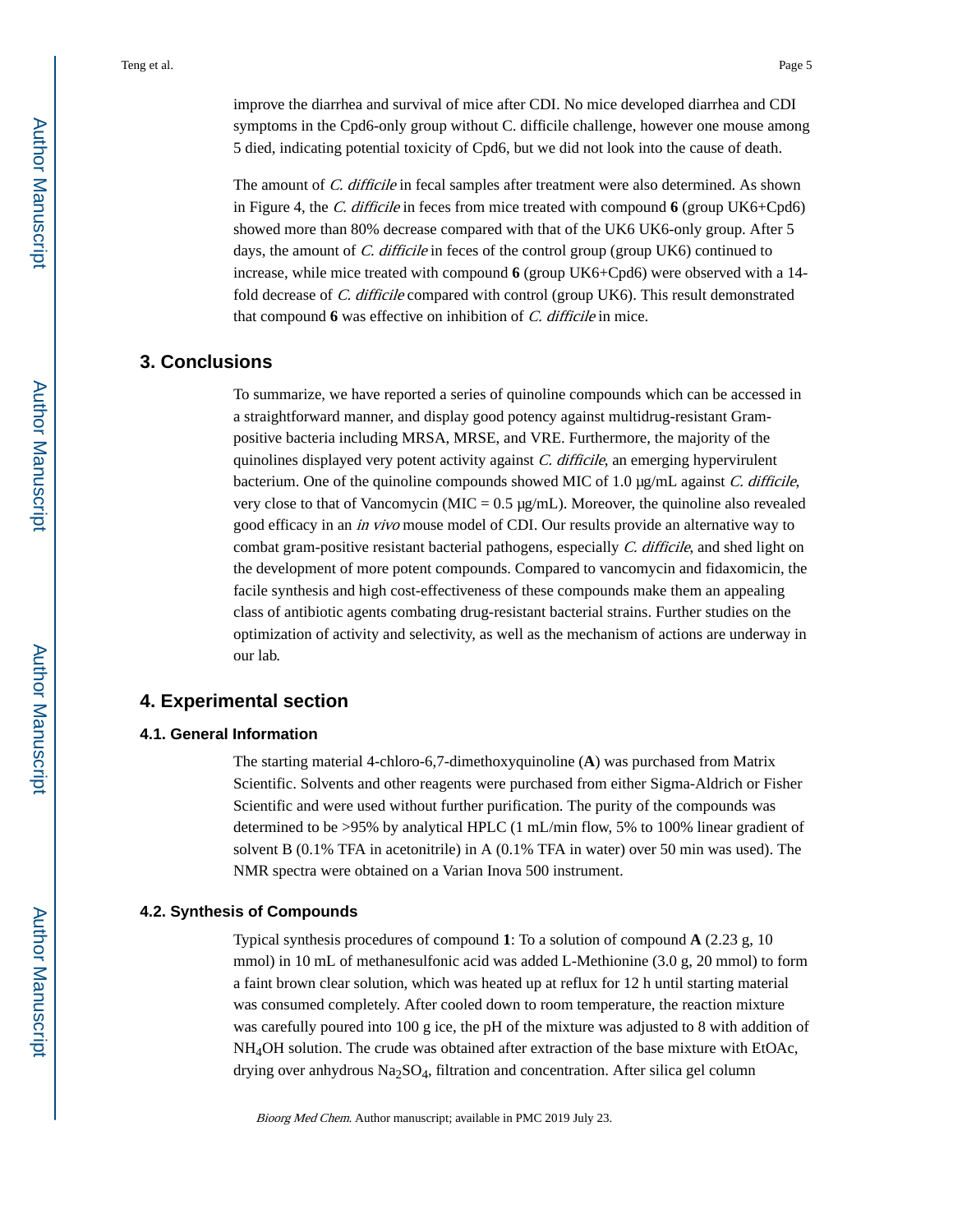improve the diarrhea and survival of mice after CDI. No mice developed diarrhea and CDI symptoms in the Cpd6-only group without C. difficile challenge, however one mouse among 5 died, indicating potential toxicity of Cpd6, but we did not look into the cause of death.

The amount of *C. difficile* in fecal samples after treatment were also determined. As shown in Figure 4, the *C. difficile* in feces from mice treated with compound **6** (group UK6+Cpd6) showed more than 80% decrease compared with that of the UK6 UK6-only group. After 5 days, the amount of *C. difficile* in feces of the control group (group UK6) continued to increase, while mice treated with compound **6** (group UK6+Cpd6) were observed with a 14-fold decrease of *C. difficile* compared with control (group UK6). This result demonstrated that compound **6** was effective on inhibition of *C. difficile* in mice.

## 3. Conclusions

To summarize, we have reported a series of quinoline compounds which can be accessed in a straightforward manner, and display good potency against multidrug-resistant Gram-positive bacteria including MRSA, MRSE, and VRE. Furthermore, the majority of the quinolines displayed very potent activity against *C. difficile*, an emerging hypervirulent bacterium. One of the quinoline compounds showed MIC of 1.0 μg/mL against *C. difficile*, very close to that of Vancomycin (MIC = 0.5 μg/mL). Moreover, the quinoline also revealed good efficacy in an *in vivo* mouse model of CDI. Our results provide an alternative way to combat gram-positive resistant bacterial pathogens, especially *C. difficile*, and shed light on the development of more potent compounds. Compared to vancomycin and fidaxomicin, the facile synthesis and high cost-effectiveness of these compounds make them an appealing class of antibiotic agents combating drug-resistant bacterial strains. Further studies on the optimization of activity and selectivity, as well as the mechanism of actions are underway in our lab.

## 4. Experimental section

### 4.1. General Information

The starting material 4-chloro-6,7-dimethoxyquinoline (**A**) was purchased from Matrix Scientific. Solvents and other reagents were purchased from either Sigma-Aldrich or Fisher Scientific and were used without further purification. The purity of the compounds was determined to be >95% by analytical HPLC (1 mL/min flow, 5% to 100% linear gradient of solvent B (0.1% TFA in acetonitrile) in A (0.1% TFA in water) over 50 min was used). The NMR spectra were obtained on a Varian Inova 500 instrument.

### 4.2. Synthesis of Compounds

Typical synthesis procedures of compound **1**: To a solution of compound **A** (2.23 g, 10 mmol) in 10 mL of methanesulfonic acid was added L-Methionine (3.0 g, 20 mmol) to form a faint brown clear solution, which was heated up at reflux for 12 h until starting material was consumed completely. After cooled down to room temperature, the reaction mixture was carefully poured into 100 g ice, the pH of the mixture was adjusted to 8 with addition of $NH_4OH$ solution. The crude was obtained after extraction of the base mixture with EtOAc, drying over anhydrous $Na_2SO_4$, filtration and concentration. After silica gel column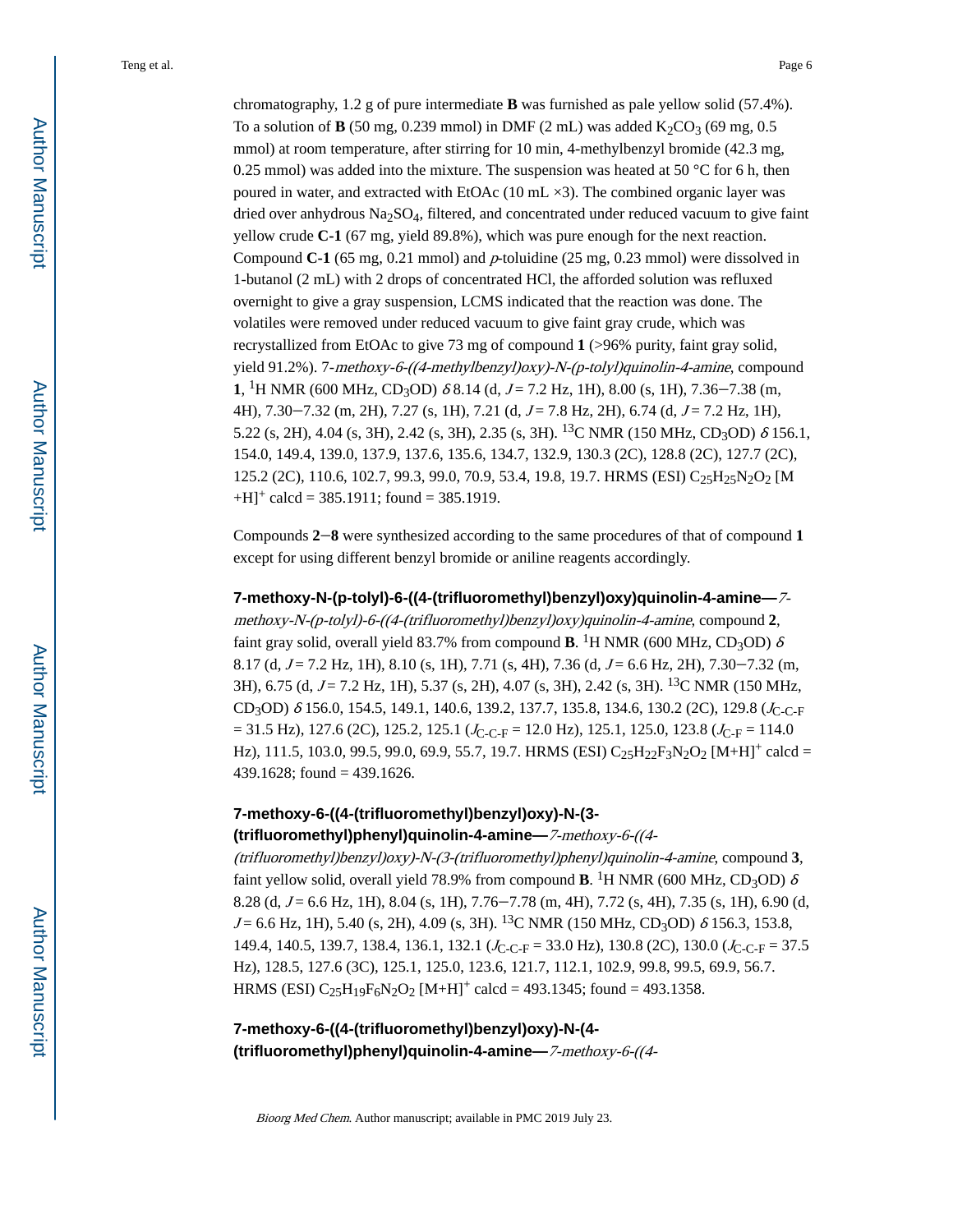chromatography, 1.2 g of pure intermediate **B** was furnished as pale yellow solid (57.4%). To a solution of **B** (50 mg, 0.239 mmol) in DMF (2 mL) was added $K_2CO_3$ (69 mg, 0.5 mmol) at room temperature, after stirring for 10 min, 4-methylbenzyl bromide (42.3 mg, 0.25 mmol) was added into the mixture. The suspension was heated at 50 °C for 6 h, then poured in water, and extracted with EtOAc (10 mL ×3). The combined organic layer was dried over anhydrous $Na_2SO_4$, filtered, and concentrated under reduced vacuum to give faint yellow crude **C-1** (67 mg, yield 89.8%), which was pure enough for the next reaction. Compound **C-1** (65 mg, 0.21 mmol) and *p*-toluidine (25 mg, 0.23 mmol) were dissolved in 1-butanol (2 mL) with 2 drops of concentrated HCl, the afforded solution was refluxed overnight to give a gray suspension, LCMS indicated that the reaction was done. The volatiles were removed under reduced vacuum to give faint gray crude, which was recrystallized from EtOAc to give 73 mg of compound **1** (>96% purity, faint gray solid, yield 91.2%). 7-*methoxy-6-((4-methylbenzyl)oxy)-N-(p-tolyl)quinolin-4-amine*, compound **1**, $^1$H NMR (600 MHz, $CD_3OD$) δ 8.14 (d, *J* = 7.2 Hz, 1H), 8.00 (s, 1H), 7.36−7.38 (m, 4H), 7.30−7.32 (m, 2H), 7.27 (s, 1H), 7.21 (d, *J* = 7.8 Hz, 2H), 6.74 (d, *J* = 7.2 Hz, 1H), 5.22 (s, 2H), 4.04 (s, 3H), 2.42 (s, 3H), 2.35 (s, 3H). $^{13}$C NMR (150 MHz, $CD_3OD$) δ 156.1, 154.0, 149.4, 139.0, 137.9, 137.6, 135.6, 134.7, 132.9, 130.3 (2C), 128.8 (2C), 127.7 (2C), 125.2 (2C), 110.6, 102.7, 99.3, 99.0, 70.9, 53.4, 19.8, 19.7. HRMS (ESI) $C_{25}H_{25}N_2O_2$ $[M+H]^+$ calcd = 385.1911; found = 385.1919.

Compounds **2**−**8** were synthesized according to the same procedures of that of compound **1** except for using different benzyl bromide or aniline reagents accordingly.

**7-methoxy-N-(p-tolyl)-6-((4-(trifluoromethyl)benzyl)oxy)quinolin-4-amine—***7-methoxy-N-(p-tolyl)-6-((4-(trifluoromethyl)benzyl)oxy)quinolin-4-amine*, compound **2**, faint gray solid, overall yield 83.7% from compound **B**. $^1$H NMR (600 MHz, $CD_3OD$) δ 8.17 (d, *J* = 7.2 Hz, 1H), 8.10 (s, 1H), 7.71 (s, 4H), 7.36 (d, *J* = 6.6 Hz, 2H), 7.30−7.32 (m, 3H), 6.75 (d, *J* = 7.2 Hz, 1H), 5.37 (s, 2H), 4.07 (s, 3H), 2.42 (s, 3H). $^{13}$C NMR (150 MHz, $CD_3OD$) δ 156.0, 154.5, 149.1, 140.6, 139.2, 137.7, 135.8, 134.6, 130.2 (2C), 129.8 ($J_{C\text{-}C\text{-}F}$ = 31.5 Hz), 127.6 (2C), 125.2, 125.1 ($J_{C\text{-}C\text{-}F}$ = 12.0 Hz), 125.1, 125.0, 123.8 ($J_{C\text{-}F}$ = 114.0 Hz), 111.5, 103.0, 99.5, 99.0, 69.9, 55.7, 19.7. HRMS (ESI) $C_{25}H_{22}F_3N_2O_2$ $[M+H]^+$ calcd = 439.1628; found = 439.1626.

**7-methoxy-6-((4-(trifluoromethyl)benzyl)oxy)-N-(3-(trifluoromethyl)phenyl)quinolin-4-amine—***7-methoxy-6-((4-(trifluoromethyl)benzyl)oxy)-N-(3-(trifluoromethyl)phenyl)quinolin-4-amine*, compound **3**, faint yellow solid, overall yield 78.9% from compound **B**. $^1$H NMR (600 MHz, $CD_3OD$) δ 8.28 (d, *J* = 6.6 Hz, 1H), 8.04 (s, 1H), 7.76−7.78 (m, 4H), 7.72 (s, 4H), 7.35 (s, 1H), 6.90 (d, *J* = 6.6 Hz, 1H), 5.40 (s, 2H), 4.09 (s, 3H). $^{13}$C NMR (150 MHz, $CD_3OD$) δ 156.3, 153.8, 149.4, 140.5, 139.7, 138.4, 136.1, 132.1 ($J_{C\text{-}C\text{-}F}$ = 33.0 Hz), 130.8 (2C), 130.0 ($J_{C\text{-}C\text{-}F}$ = 37.5 Hz), 128.5, 127.6 (3C), 125.1, 125.0, 123.6, 121.7, 112.1, 102.9, 99.8, 99.5, 69.9, 56.7. HRMS (ESI) $C_{25}H_{19}F_6N_2O_2$ $[M+H]^+$ calcd = 493.1345; found = 493.1358.

**7-methoxy-6-((4-(trifluoromethyl)benzyl)oxy)-N-(4-(trifluoromethyl)phenyl)quinolin-4-amine—***7-methoxy-6-((4-*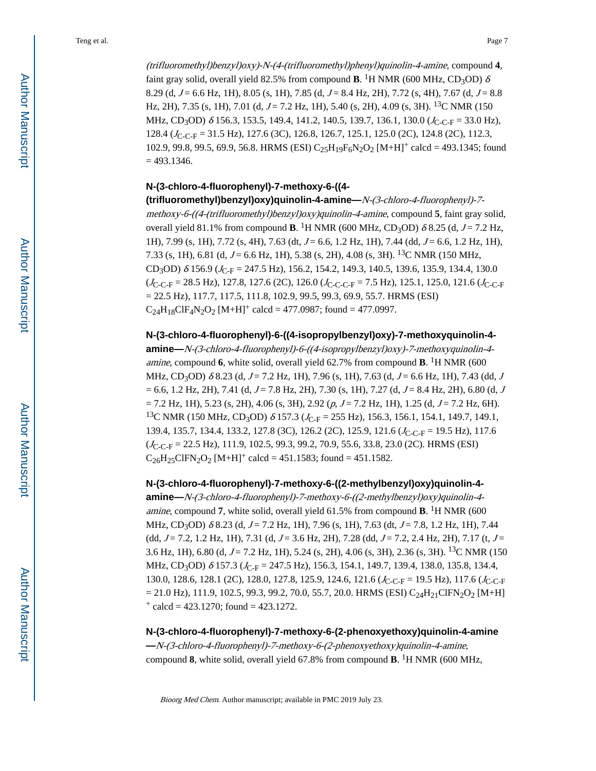*(trifluoromethyl)benzyl)oxy)-N-(4-(trifluoromethyl)phenyl)quinolin-4-amine*, compound **4**, faint gray solid, overall yield 82.5% from compound **B**. $^1$H NMR (600 MHz, $CD_3OD$) $\delta$ 8.29 (d, $J$ = 6.6 Hz, 1H), 8.05 (s, 1H), 7.85 (d, $J$ = 8.4 Hz, 2H), 7.72 (s, 4H), 7.67 (d, $J$ = 8.8 Hz, 2H), 7.35 (s, 1H), 7.01 (d, $J$ = 7.2 Hz, 1H), 5.40 (s, 2H), 4.09 (s, 3H). $^{13}$C NMR (150 MHz, $CD_3OD$) $\delta$ 156.3, 153.5, 149.4, 141.2, 140.5, 139.7, 136.1, 130.0 ($J_{C\text{-}C\text{-}F}$ = 33.0 Hz), 128.4 ($J_{C\text{-}C\text{-}F}$ = 31.5 Hz), 127.6 (3C), 126.8, 126.7, 125.1, 125.0 (2C), 124.8 (2C), 112.3, 102.9, 99.8, 99.5, 69.9, 56.8. HRMS (ESI) $C_{25}H_{19}F_6N_2O_2$ $[M+H]^+$ calcd = 493.1345; found = 493.1346.

**N-(3-chloro-4-fluorophenyl)-7-methoxy-6-((4-(trifluoromethyl)benzyl)oxy)quinolin-4-amine—***N-(3-chloro-4-fluorophenyl)-7-methoxy-6-((4-(trifluoromethyl)benzyl)oxy)quinolin-4-amine*, compound **5**, faint gray solid, overall yield 81.1% from compound **B**. $^1$H NMR (600 MHz, $CD_3OD$) $\delta$ 8.25 (d, $J$ = 7.2 Hz, 1H), 7.99 (s, 1H), 7.72 (s, 4H), 7.63 (dt, $J$ = 6.6, 1.2 Hz, 1H), 7.44 (dd, $J$ = 6.6, 1.2 Hz, 1H), 7.33 (s, 1H), 6.81 (d, $J$ = 6.6 Hz, 1H), 5.38 (s, 2H), 4.08 (s, 3H). $^{13}$C NMR (150 MHz, $CD_3OD$) $\delta$ 156.9 ($J_{C\text{-}F}$ = 247.5 Hz), 156.2, 154.2, 149.3, 140.5, 139.6, 135.9, 134.4, 130.0 ($J_{C\text{-}C\text{-}F}$ = 28.5 Hz), 127.8, 127.6 (2C), 126.0 ($J_{C\text{-}C\text{-}C\text{-}F}$ = 7.5 Hz), 125.1, 125.0, 121.6 ($J_{C\text{-}C\text{-}F}$ = 22.5 Hz), 117.7, 117.5, 111.8, 102.9, 99.5, 99.3, 69.9, 55.7. HRMS (ESI) $C_{24}H_{18}ClF_4N_2O_2$ $[M+H]^+$ calcd = 477.0987; found = 477.0997.

**N-(3-chloro-4-fluorophenyl)-6-((4-isopropylbenzyl)oxy)-7-methoxyquinolin-4-amine—***N-(3-chloro-4-fluorophenyl)-6-((4-isopropylbenzyl)oxy)-7-methoxyquinolin-4-amine*, compound **6**, white solid, overall yield 62.7% from compound **B**. $^1$H NMR (600 MHz, $CD_3OD$) $\delta$ 8.23 (d, $J$ = 7.2 Hz, 1H), 7.96 (s, 1H), 7.63 (d, $J$ = 6.6 Hz, 1H), 7.43 (dd, $J$ = 6.6, 1.2 Hz, 2H), 7.41 (d, $J$ = 7.8 Hz, 2H), 7.30 (s, 1H), 7.27 (d, $J$ = 8.4 Hz, 2H), 6.80 (d, $J$ = 7.2 Hz, 1H), 5.23 (s, 2H), 4.06 (s, 3H), 2.92 (*p*, $J$ = 7.2 Hz, 1H), 1.25 (d, $J$ = 7.2 Hz, 6H). $^{13}$C NMR (150 MHz, $CD_3OD$) $\delta$ 157.3 ($J_{C\text{-}F}$ = 255 Hz), 156.3, 156.1, 154.1, 149.7, 149.1, 139.4, 135.7, 134.4, 133.2, 127.8 (3C), 126.2 (2C), 125.9, 121.6 ($J_{C\text{-}C\text{-}F}$ = 19.5 Hz), 117.6 ($J_{C\text{-}C\text{-}F}$ = 22.5 Hz), 111.9, 102.5, 99.3, 99.2, 70.9, 55.6, 33.8, 23.0 (2C). HRMS (ESI) $C_{26}H_{25}ClFN_2O_2$ $[M+H]^+$ calcd = 451.1583; found = 451.1582.

**N-(3-chloro-4-fluorophenyl)-7-methoxy-6-((2-methylbenzyl)oxy)quinolin-4-amine—***N-(3-chloro-4-fluorophenyl)-7-methoxy-6-((2-methylbenzyl)oxy)quinolin-4-amine*, compound **7**, white solid, overall yield 61.5% from compound **B**. $^1$H NMR (600 MHz, $CD_3OD$) $\delta$ 8.23 (d, $J$ = 7.2 Hz, 1H), 7.96 (s, 1H), 7.63 (dt, $J$ = 7.8, 1.2 Hz, 1H), 7.44 (dd, $J$ = 7.2, 1.2 Hz, 1H), 7.31 (d, $J$ = 3.6 Hz, 2H), 7.28 (dd, $J$ = 7.2, 2.4 Hz, 2H), 7.17 (t, $J$ = 3.6 Hz, 1H), 6.80 (d, $J$ = 7.2 Hz, 1H), 5.24 (s, 2H), 4.06 (s, 3H), 2.36 (s, 3H). $^{13}$C NMR (150 MHz, $CD_3OD$) $\delta$ 157.3 ($J_{C\text{-}F}$ = 247.5 Hz), 156.3, 154.1, 149.7, 139.4, 138.0, 135.8, 134.4, 130.0, 128.6, 128.1 (2C), 128.0, 127.8, 125.9, 124.6, 121.6 ($J_{C\text{-}C\text{-}F}$ = 19.5 Hz), 117.6 ($J_{C\text{-}C\text{-}F}$ = 21.0 Hz), 111.9, 102.5, 99.3, 99.2, 70.0, 55.7, 20.0. HRMS (ESI) $C_{24}H_{21}ClFN_2O_2$ $[M+H]^+$ calcd = 423.1270; found = 423.1272.

**N-(3-chloro-4-fluorophenyl)-7-methoxy-6-(2-phenoxyethoxy)quinolin-4-amine—***N-(3-chloro-4-fluorophenyl)-7-methoxy-6-(2-phenoxyethoxy)quinolin-4-amine*, compound **8**, white solid, overall yield 67.8% from compound **B**. $^1$H NMR (600 MHz,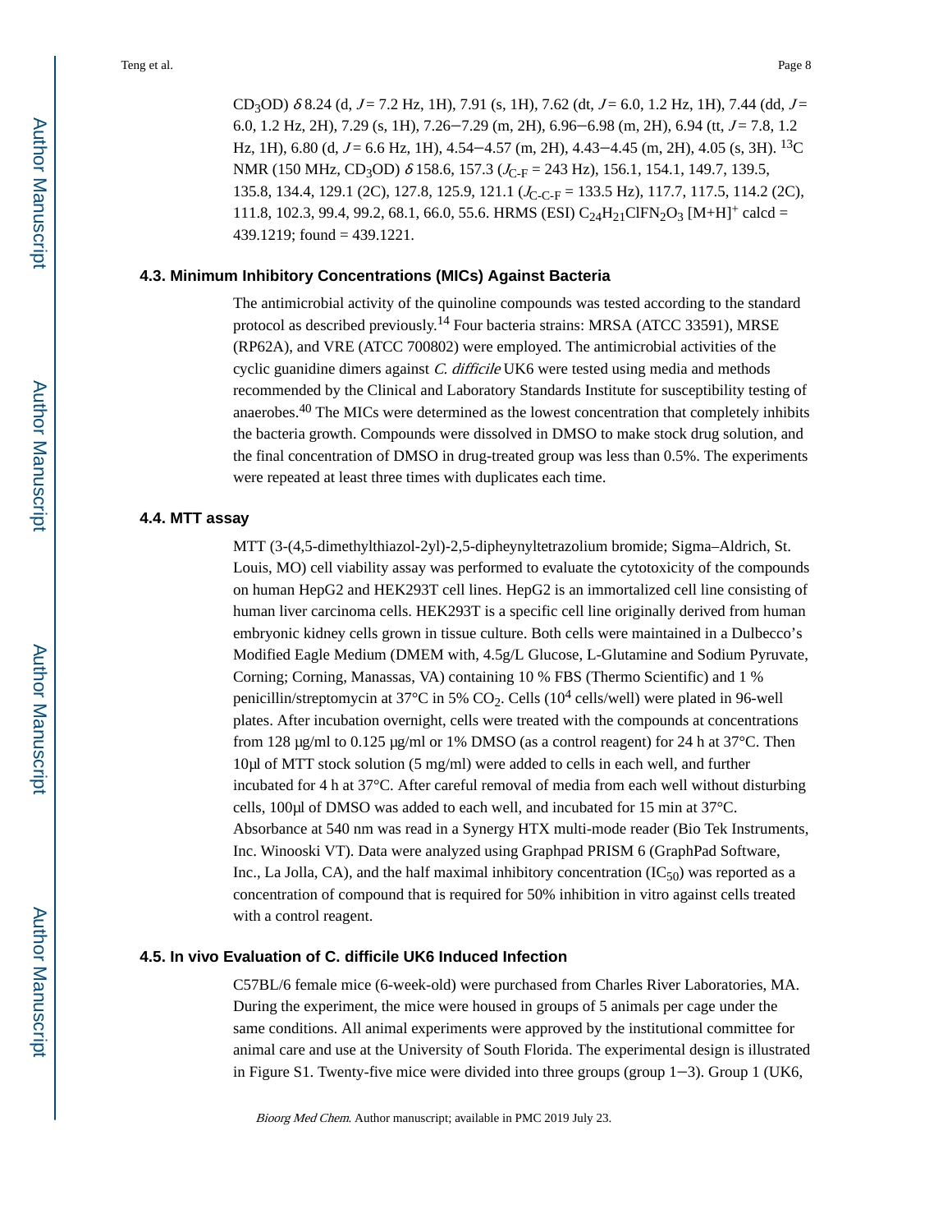CD$_3$OD) $\delta$ 8.24 (d, $J$ = 7.2 Hz, 1H), 7.91 (s, 1H), 7.62 (dt, $J$ = 6.0, 1.2 Hz, 1H), 7.44 (dd, $J$ = 6.0, 1.2 Hz, 2H), 7.29 (s, 1H), 7.26−7.29 (m, 2H), 6.96−6.98 (m, 2H), 6.94 (tt, $J$ = 7.8, 1.2 Hz, 1H), 6.80 (d, $J$ = 6.6 Hz, 1H), 4.54−4.57 (m, 2H), 4.43−4.45 (m, 2H), 4.05 (s, 3H). $^{13}$C NMR (150 MHz, CD$_3$OD) $\delta$ 158.6, 157.3 ($J_{C-F}$ = 243 Hz), 156.1, 154.1, 149.7, 139.5, 135.8, 134.4, 129.1 (2C), 127.8, 125.9, 121.1 ($J_{C-C-F}$ = 133.5 Hz), 117.7, 117.5, 114.2 (2C), 111.8, 102.3, 99.4, 99.2, 68.1, 66.0, 55.6. HRMS (ESI) $C_{24}H_{21}ClFN_2O_3$ $[M+H]^+$ calcd = 439.1219; found = 439.1221.

### 4.3. Minimum Inhibitory Concentrations (MICs) Against Bacteria

The antimicrobial activity of the quinoline compounds was tested according to the standard protocol as described previously.[14] Four bacteria strains: MRSA (ATCC 33591), MRSE (RP62A), and VRE (ATCC 700802) were employed. The antimicrobial activities of the cyclic guanidine dimers against *C. difficile* UK6 were tested using media and methods recommended by the Clinical and Laboratory Standards Institute for susceptibility testing of anaerobes.[40] The MICs were determined as the lowest concentration that completely inhibits the bacteria growth. Compounds were dissolved in DMSO to make stock drug solution, and the final concentration of DMSO in drug-treated group was less than 0.5%. The experiments were repeated at least three times with duplicates each time.

### 4.4. MTT assay

MTT (3-(4,5-dimethylthiazol-2yl)-2,5-dipheynyltetrazolium bromide; Sigma–Aldrich, St. Louis, MO) cell viability assay was performed to evaluate the cytotoxicity of the compounds on human HepG2 and HEK293T cell lines. HepG2 is an immortalized cell line consisting of human liver carcinoma cells. HEK293T is a specific cell line originally derived from human embryonic kidney cells grown in tissue culture. Both cells were maintained in a Dulbecco's Modified Eagle Medium (DMEM with, 4.5g/L Glucose, L-Glutamine and Sodium Pyruvate, Corning; Corning, Manassas, VA) containing 10 % FBS (Thermo Scientific) and 1 % penicillin/streptomycin at 37°C in 5% $CO_2$. Cells ($10^4$ cells/well) were plated in 96-well plates. After incubation overnight, cells were treated with the compounds at concentrations from 128 μg/ml to 0.125 μg/ml or 1% DMSO (as a control reagent) for 24 h at 37°C. Then 10μl of MTT stock solution (5 mg/ml) were added to cells in each well, and further incubated for 4 h at 37°C. After careful removal of media from each well without disturbing cells, 100μl of DMSO was added to each well, and incubated for 15 min at 37°C. Absorbance at 540 nm was read in a Synergy HTX multi-mode reader (Bio Tek Instruments, Inc. Winooski VT). Data were analyzed using Graphpad PRISM 6 (GraphPad Software, Inc., La Jolla, CA), and the half maximal inhibitory concentration ($IC_{50}$) was reported as a concentration of compound that is required for 50% inhibition in vitro against cells treated with a control reagent.

### 4.5. In vivo Evaluation of C. difficile UK6 Induced Infection

C57BL/6 female mice (6-week-old) were purchased from Charles River Laboratories, MA. During the experiment, the mice were housed in groups of 5 animals per cage under the same conditions. All animal experiments were approved by the institutional committee for animal care and use at the University of South Florida. The experimental design is illustrated in Figure S1. Twenty-five mice were divided into three groups (group 1−3). Group 1 (UK6,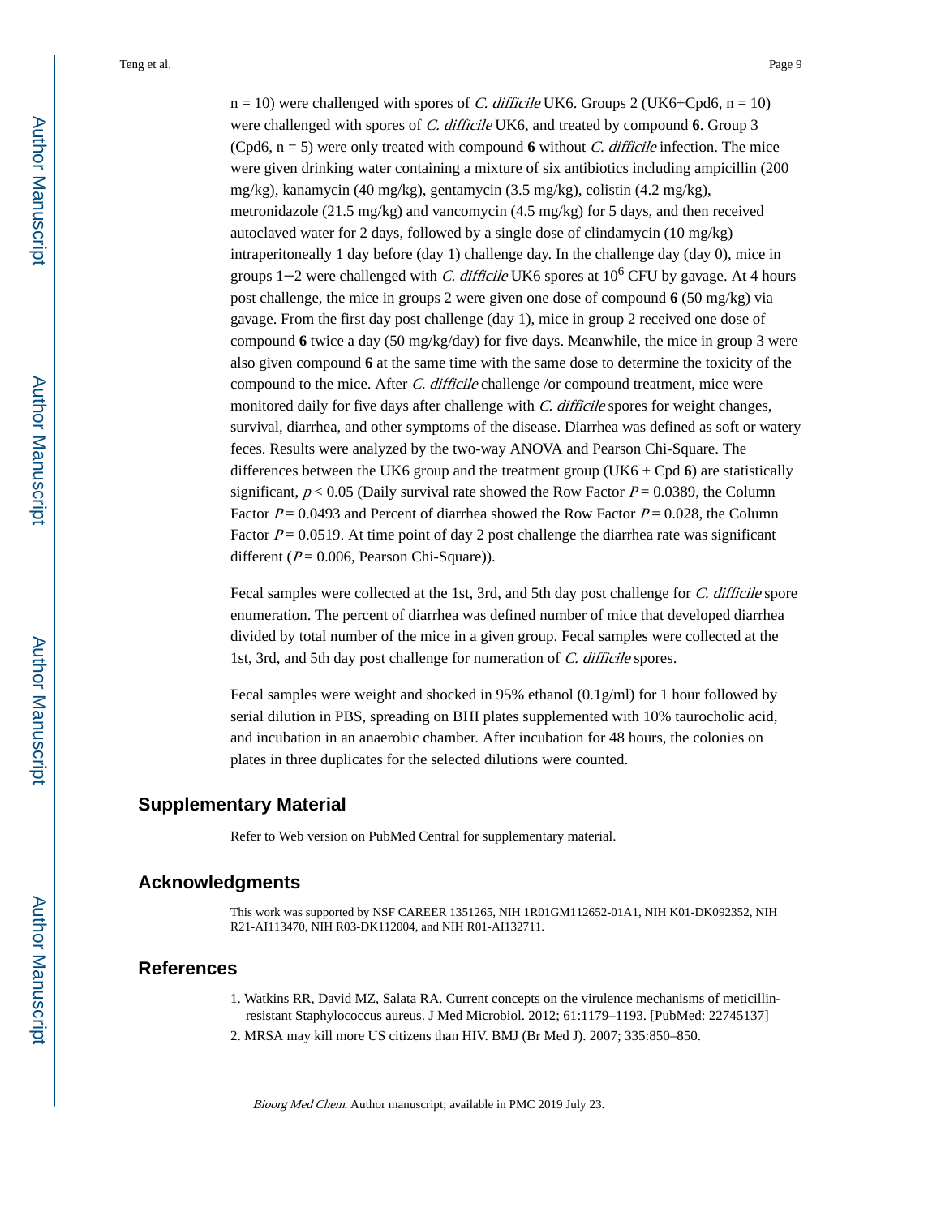n = 10) were challenged with spores of *C. difficile* UK6. Groups 2 (UK6+Cpd6, n = 10) were challenged with spores of *C. difficile* UK6, and treated by compound **6**. Group 3 (Cpd6, n = 5) were only treated with compound **6** without *C. difficile* infection. The mice were given drinking water containing a mixture of six antibiotics including ampicillin (200 mg/kg), kanamycin (40 mg/kg), gentamycin (3.5 mg/kg), colistin (4.2 mg/kg), metronidazole (21.5 mg/kg) and vancomycin (4.5 mg/kg) for 5 days, and then received autoclaved water for 2 days, followed by a single dose of clindamycin (10 mg/kg) intraperitoneally 1 day before (day 1) challenge day. In the challenge day (day 0), mice in groups 1−2 were challenged with *C. difficile* UK6 spores at $10^6$ CFU by gavage. At 4 hours post challenge, the mice in groups 2 were given one dose of compound **6** (50 mg/kg) via gavage. From the first day post challenge (day 1), mice in group 2 received one dose of compound **6** twice a day (50 mg/kg/day) for five days. Meanwhile, the mice in group 3 were also given compound **6** at the same time with the same dose to determine the toxicity of the compound to the mice. After *C. difficile* challenge /or compound treatment, mice were monitored daily for five days after challenge with *C. difficile* spores for weight changes, survival, diarrhea, and other symptoms of the disease. Diarrhea was defined as soft or watery feces. Results were analyzed by the two-way ANOVA and Pearson Chi-Square. The differences between the UK6 group and the treatment group (UK6 + Cpd **6**) are statistically significant, $p < 0.05$ (Daily survival rate showed the Row Factor $P = 0.0389$, the Column Factor $P = 0.0493$ and Percent of diarrhea showed the Row Factor $P = 0.028$, the Column Factor $P = 0.0519$. At time point of day 2 post challenge the diarrhea rate was significant different ($P = 0.006$, Pearson Chi-Square)).

Fecal samples were collected at the 1st, 3rd, and 5th day post challenge for *C. difficile* spore enumeration. The percent of diarrhea was defined number of mice that developed diarrhea divided by total number of the mice in a given group. Fecal samples were collected at the 1st, 3rd, and 5th day post challenge for numeration of *C. difficile* spores.

Fecal samples were weight and shocked in 95% ethanol (0.1g/ml) for 1 hour followed by serial dilution in PBS, spreading on BHI plates supplemented with 10% taurocholic acid, and incubation in an anaerobic chamber. After incubation for 48 hours, the colonies on plates in three duplicates for the selected dilutions were counted.

## Supplementary Material

Refer to Web version on PubMed Central for supplementary material.

## Acknowledgments

This work was supported by NSF CAREER 1351265, NIH 1R01GM112652-01A1, NIH K01-DK092352, NIH R21-AI113470, NIH R03-DK112004, and NIH R01-AI132711.

## References

1. Watkins RR, David MZ, Salata RA. Current concepts on the virulence mechanisms of meticillin-resistant Staphylococcus aureus. J Med Microbiol. 2012; 61:1179–1193. [PubMed: 22745137]
2. MRSA may kill more US citizens than HIV. BMJ (Br Med J). 2007; 335:850–850.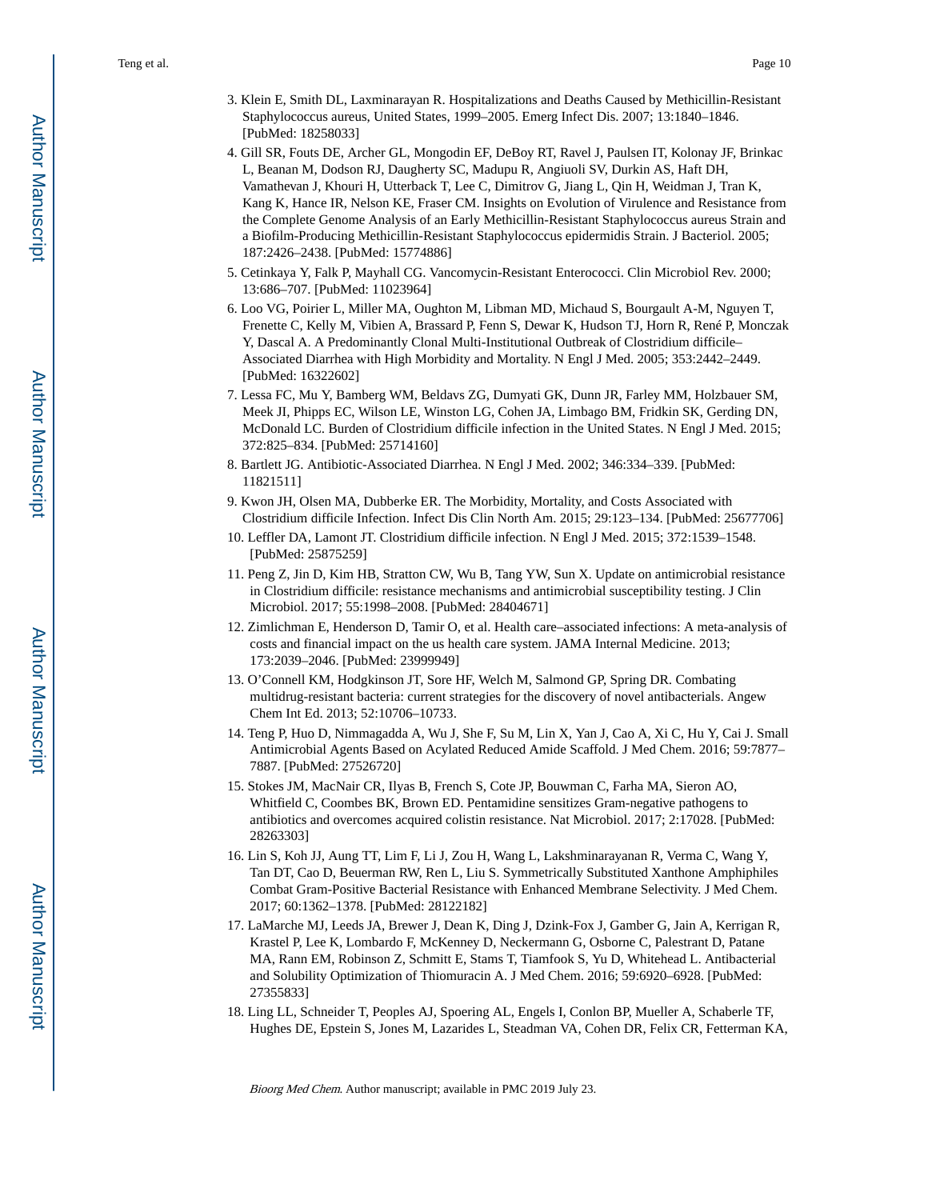3. Klein E, Smith DL, Laxminarayan R. Hospitalizations and Deaths Caused by Methicillin-Resistant Staphylococcus aureus, United States, 1999–2005. Emerg Infect Dis. 2007; 13:1840–1846. [PubMed: 18258033]
4. Gill SR, Fouts DE, Archer GL, Mongodin EF, DeBoy RT, Ravel J, Paulsen IT, Kolonay JF, Brinkac L, Beanan M, Dodson RJ, Daugherty SC, Madupu R, Angiuoli SV, Durkin AS, Haft DH, Vamathevan J, Khouri H, Utterback T, Lee C, Dimitrov G, Jiang L, Qin H, Weidman J, Tran K, Kang K, Hance IR, Nelson KE, Fraser CM. Insights on Evolution of Virulence and Resistance from the Complete Genome Analysis of an Early Methicillin-Resistant Staphylococcus aureus Strain and a Biofilm-Producing Methicillin-Resistant Staphylococcus epidermidis Strain. J Bacteriol. 2005; 187:2426–2438. [PubMed: 15774886]
5. Cetinkaya Y, Falk P, Mayhall CG. Vancomycin-Resistant Enterococci. Clin Microbiol Rev. 2000; 13:686–707. [PubMed: 11023964]
6. Loo VG, Poirier L, Miller MA, Oughton M, Libman MD, Michaud S, Bourgault A-M, Nguyen T, Frenette C, Kelly M, Vibien A, Brassard P, Fenn S, Dewar K, Hudson TJ, Horn R, René P, Monczak Y, Dascal A. A Predominantly Clonal Multi-Institutional Outbreak of Clostridium difficile–Associated Diarrhea with High Morbidity and Mortality. N Engl J Med. 2005; 353:2442–2449. [PubMed: 16322602]
7. Lessa FC, Mu Y, Bamberg WM, Beldavs ZG, Dumyati GK, Dunn JR, Farley MM, Holzbauer SM, Meek JI, Phipps EC, Wilson LE, Winston LG, Cohen JA, Limbago BM, Fridkin SK, Gerding DN, McDonald LC. Burden of Clostridium difficile infection in the United States. N Engl J Med. 2015; 372:825–834. [PubMed: 25714160]
8. Bartlett JG. Antibiotic-Associated Diarrhea. N Engl J Med. 2002; 346:334–339. [PubMed: 11821511]
9. Kwon JH, Olsen MA, Dubberke ER. The Morbidity, Mortality, and Costs Associated with Clostridium difficile Infection. Infect Dis Clin North Am. 2015; 29:123–134. [PubMed: 25677706]
10. Leffler DA, Lamont JT. Clostridium difficile infection. N Engl J Med. 2015; 372:1539–1548. [PubMed: 25875259]
11. Peng Z, Jin D, Kim HB, Stratton CW, Wu B, Tang YW, Sun X. Update on antimicrobial resistance in Clostridium difficile: resistance mechanisms and antimicrobial susceptibility testing. J Clin Microbiol. 2017; 55:1998–2008. [PubMed: 28404671]
12. Zimlichman E, Henderson D, Tamir O, et al. Health care–associated infections: A meta-analysis of costs and financial impact on the us health care system. JAMA Internal Medicine. 2013; 173:2039–2046. [PubMed: 23999949]
13. O'Connell KM, Hodgkinson JT, Sore HF, Welch M, Salmond GP, Spring DR. Combating multidrug-resistant bacteria: current strategies for the discovery of novel antibacterials. Angew Chem Int Ed. 2013; 52:10706–10733.
14. Teng P, Huo D, Nimmagadda A, Wu J, She F, Su M, Lin X, Yan J, Cao A, Xi C, Hu Y, Cai J. Small Antimicrobial Agents Based on Acylated Reduced Amide Scaffold. J Med Chem. 2016; 59:7877–7887. [PubMed: 27526720]
15. Stokes JM, MacNair CR, Ilyas B, French S, Cote JP, Bouwman C, Farha MA, Sieron AO, Whitfield C, Coombes BK, Brown ED. Pentamidine sensitizes Gram-negative pathogens to antibiotics and overcomes acquired colistin resistance. Nat Microbiol. 2017; 2:17028. [PubMed: 28263303]
16. Lin S, Koh JJ, Aung TT, Lim F, Li J, Zou H, Wang L, Lakshminarayanan R, Verma C, Wang Y, Tan DT, Cao D, Beuerman RW, Ren L, Liu S. Symmetrically Substituted Xanthone Amphiphiles Combat Gram-Positive Bacterial Resistance with Enhanced Membrane Selectivity. J Med Chem. 2017; 60:1362–1378. [PubMed: 28122182]
17. LaMarche MJ, Leeds JA, Brewer J, Dean K, Ding J, Dzink-Fox J, Gamber G, Jain A, Kerrigan R, Krastel P, Lee K, Lombardo F, McKenney D, Neckermann G, Osborne C, Palestrant D, Patane MA, Rann EM, Robinson Z, Schmitt E, Stams T, Tiamfook S, Yu D, Whitehead L. Antibacterial and Solubility Optimization of Thiomuracin A. J Med Chem. 2016; 59:6920–6928. [PubMed: 27355833]
18. Ling LL, Schneider T, Peoples AJ, Spoering AL, Engels I, Conlon BP, Mueller A, Schaberle TF, Hughes DE, Epstein S, Jones M, Lazarides L, Steadman VA, Cohen DR, Felix CR, Fetterman KA,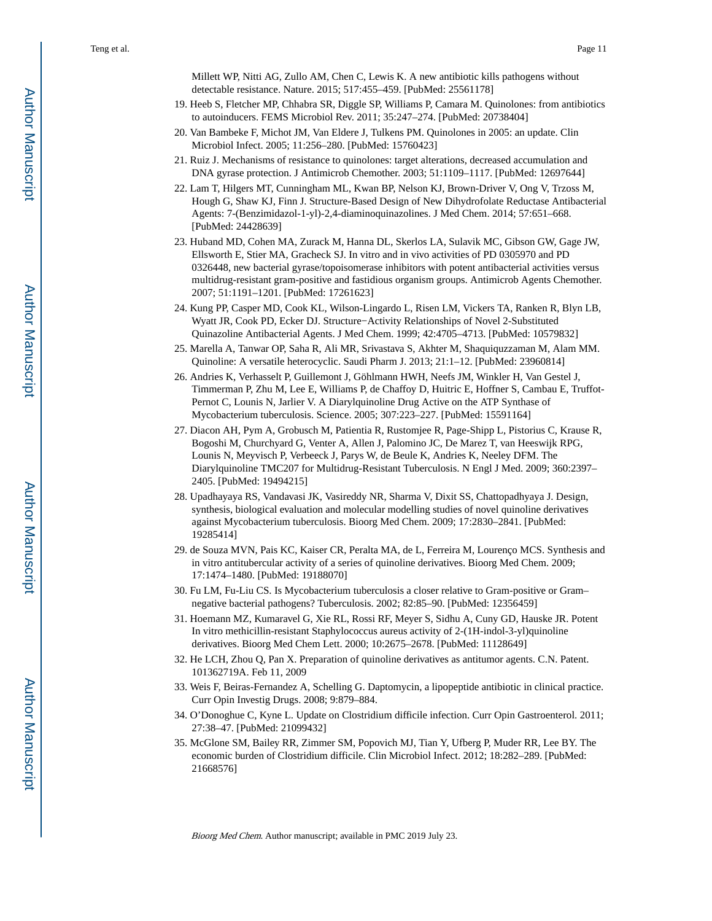Millett WP, Nitti AG, Zullo AM, Chen C, Lewis K. A new antibiotic kills pathogens without detectable resistance. Nature. 2015; 517:455–459. [PubMed: 25561178]

19. Heeb S, Fletcher MP, Chhabra SR, Diggle SP, Williams P, Camara M. Quinolones: from antibiotics to autoinducers. FEMS Microbiol Rev. 2011; 35:247–274. [PubMed: 20738404]
20. Van Bambeke F, Michot JM, Van Eldere J, Tulkens PM. Quinolones in 2005: an update. Clin Microbiol Infect. 2005; 11:256–280. [PubMed: 15760423]
21. Ruiz J. Mechanisms of resistance to quinolones: target alterations, decreased accumulation and DNA gyrase protection. J Antimicrob Chemother. 2003; 51:1109–1117. [PubMed: 12697644]
22. Lam T, Hilgers MT, Cunningham ML, Kwan BP, Nelson KJ, Brown-Driver V, Ong V, Trzoss M, Hough G, Shaw KJ, Finn J. Structure-Based Design of New Dihydrofolate Reductase Antibacterial Agents: 7-(Benzimidazol-1-yl)-2,4-diaminoquinazolines. J Med Chem. 2014; 57:651–668. [PubMed: 24428639]
23. Huband MD, Cohen MA, Zurack M, Hanna DL, Skerlos LA, Sulavik MC, Gibson GW, Gage JW, Ellsworth E, Stier MA, Gracheck SJ. In vitro and in vivo activities of PD 0305970 and PD 0326448, new bacterial gyrase/topoisomerase inhibitors with potent antibacterial activities versus multidrug-resistant gram-positive and fastidious organism groups. Antimicrob Agents Chemother. 2007; 51:1191–1201. [PubMed: 17261623]
24. Kung PP, Casper MD, Cook KL, Wilson-Lingardo L, Risen LM, Vickers TA, Ranken R, Blyn LB, Wyatt JR, Cook PD, Ecker DJ. Structure−Activity Relationships of Novel 2-Substituted Quinazoline Antibacterial Agents. J Med Chem. 1999; 42:4705–4713. [PubMed: 10579832]
25. Marella A, Tanwar OP, Saha R, Ali MR, Srivastava S, Akhter M, Shaquiquzzaman M, Alam MM. Quinoline: A versatile heterocyclic. Saudi Pharm J. 2013; 21:1–12. [PubMed: 23960814]
26. Andries K, Verhasselt P, Guillemont J, Göhlmann HWH, Neefs JM, Winkler H, Van Gestel J, Timmerman P, Zhu M, Lee E, Williams P, de Chaffoy D, Huitric E, Hoffner S, Cambau E, Truffot-Pernot C, Lounis N, Jarlier V. A Diarylquinoline Drug Active on the ATP Synthase of Mycobacterium tuberculosis. Science. 2005; 307:223–227. [PubMed: 15591164]
27. Diacon AH, Pym A, Grobusch M, Patientia R, Rustomjee R, Page-Shipp L, Pistorius C, Krause R, Bogoshi M, Churchyard G, Venter A, Allen J, Palomino JC, De Marez T, van Heeswijk RPG, Lounis N, Meyvisch P, Verbeeck J, Parys W, de Beule K, Andries K, Neeley DFM. The Diarylquinoline TMC207 for Multidrug-Resistant Tuberculosis. N Engl J Med. 2009; 360:2397–2405. [PubMed: 19494215]
28. Upadhayaya RS, Vandavasi JK, Vasireddy NR, Sharma V, Dixit SS, Chattopadhyaya J. Design, synthesis, biological evaluation and molecular modelling studies of novel quinoline derivatives against Mycobacterium tuberculosis. Bioorg Med Chem. 2009; 17:2830–2841. [PubMed: 19285414]
29. de Souza MVN, Pais KC, Kaiser CR, Peralta MA, de L, Ferreira M, Lourenço MCS. Synthesis and in vitro antitubercular activity of a series of quinoline derivatives. Bioorg Med Chem. 2009; 17:1474–1480. [PubMed: 19188070]
30. Fu LM, Fu-Liu CS. Is Mycobacterium tuberculosis a closer relative to Gram-positive or Gram–negative bacterial pathogens? Tuberculosis. 2002; 82:85–90. [PubMed: 12356459]
31. Hoemann MZ, Kumaravel G, Xie RL, Rossi RF, Meyer S, Sidhu A, Cuny GD, Hauske JR. Potent In vitro methicillin-resistant Staphylococcus aureus activity of 2-(1H-indol-3-yl)quinoline derivatives. Bioorg Med Chem Lett. 2000; 10:2675–2678. [PubMed: 11128649]
32. He LCH, Zhou Q, Pan X. Preparation of quinoline derivatives as antitumor agents. C.N. Patent. 101362719A. Feb 11, 2009
33. Weis F, Beiras-Fernandez A, Schelling G. Daptomycin, a lipopeptide antibiotic in clinical practice. Curr Opin Investig Drugs. 2008; 9:879–884.
34. O'Donoghue C, Kyne L. Update on Clostridium difficile infection. Curr Opin Gastroenterol. 2011; 27:38–47. [PubMed: 21099432]
35. McGlone SM, Bailey RR, Zimmer SM, Popovich MJ, Tian Y, Ufberg P, Muder RR, Lee BY. The economic burden of Clostridium difficile. Clin Microbiol Infect. 2012; 18:282–289. [PubMed: 21668576]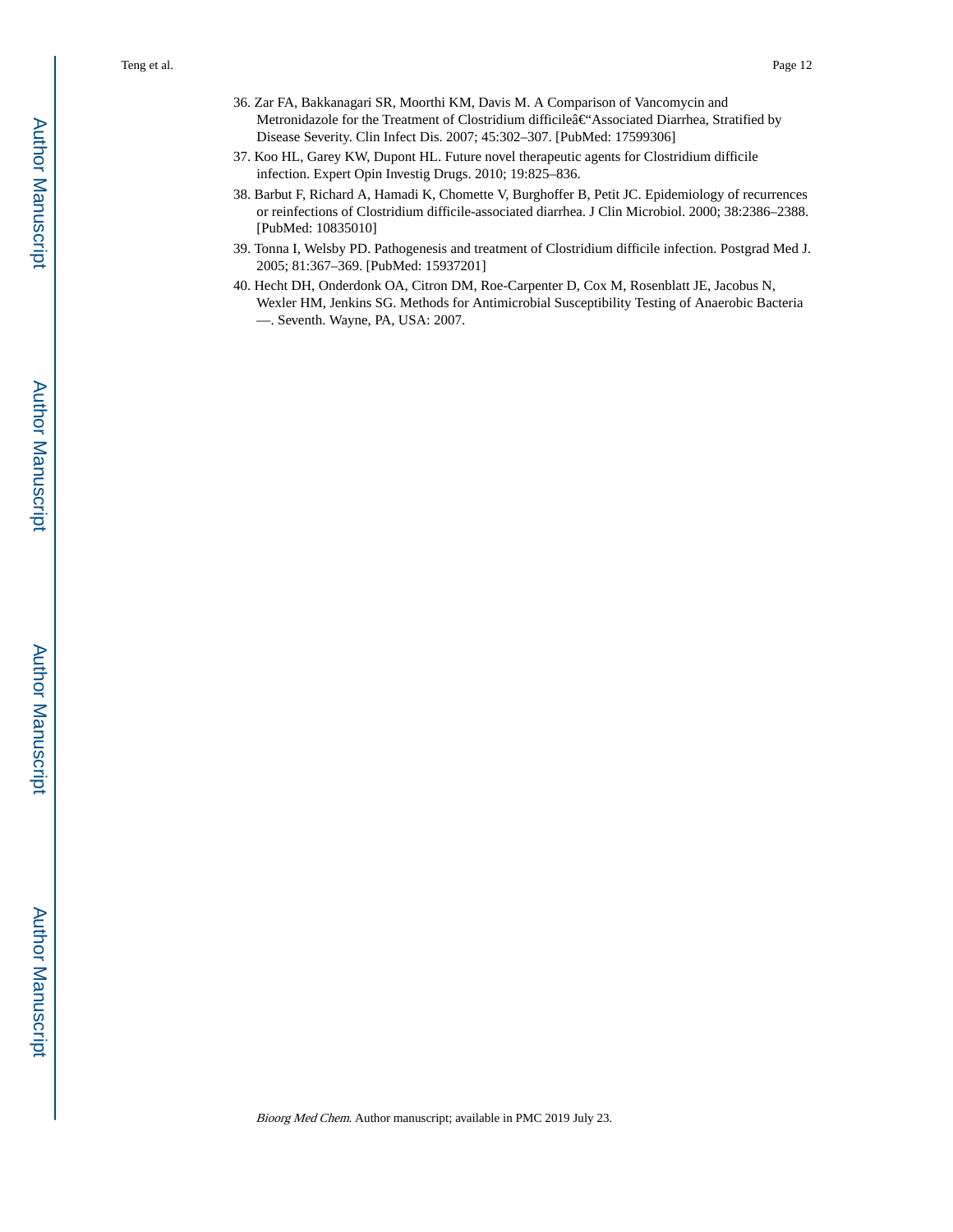36. Zar FA, Bakkanagari SR, Moorthi KM, Davis M. A Comparison of Vancomycin and Metronidazole for the Treatment of Clostridium difficileâ€"Associated Diarrhea, Stratified by Disease Severity. Clin Infect Dis. 2007; 45:302–307. [PubMed: 17599306]
37. Koo HL, Garey KW, Dupont HL. Future novel therapeutic agents for Clostridium difficile infection. Expert Opin Investig Drugs. 2010; 19:825–836.
38. Barbut F, Richard A, Hamadi K, Chomette V, Burghoffer B, Petit JC. Epidemiology of recurrences or reinfections of Clostridium difficile-associated diarrhea. J Clin Microbiol. 2000; 38:2386–2388. [PubMed: 10835010]
39. Tonna I, Welsby PD. Pathogenesis and treatment of Clostridium difficile infection. Postgrad Med J. 2005; 81:367–369. [PubMed: 15937201]
40. Hecht DH, Onderdonk OA, Citron DM, Roe-Carpenter D, Cox M, Rosenblatt JE, Jacobus N, Wexler HM, Jenkins SG. Methods for Antimicrobial Susceptibility Testing of Anaerobic Bacteria —. Seventh. Wayne, PA, USA: 2007.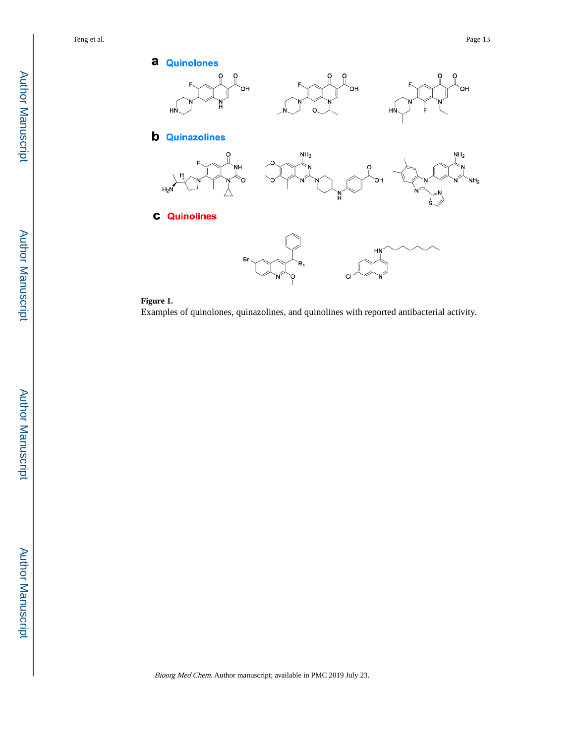**Figure 1.**

Examples of quinolones, quinazolines, and quinolines with reported antibacterial activity.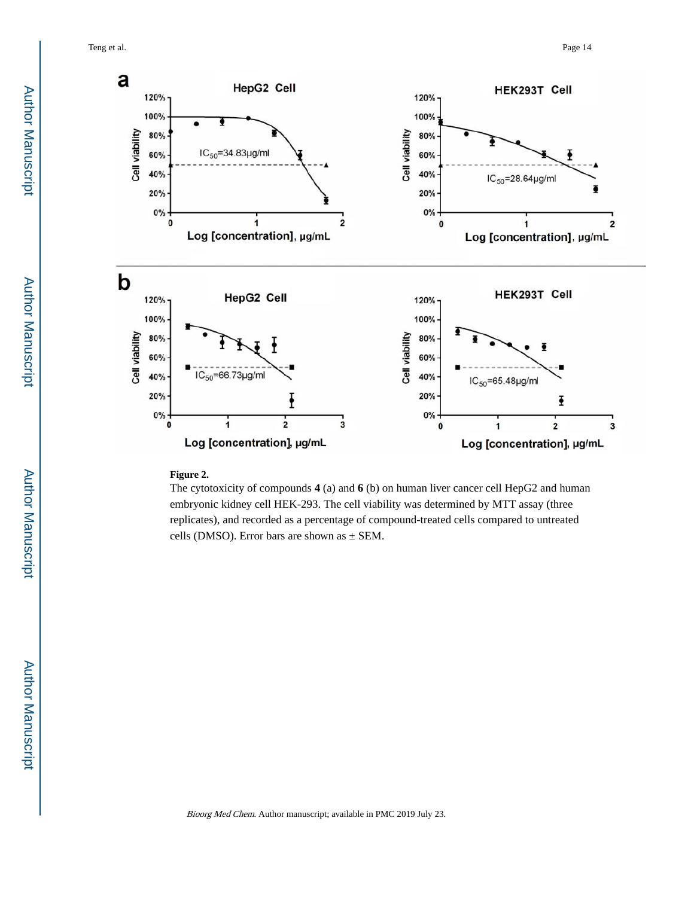**Figure 2.**

The cytotoxicity of compounds **4** (a) and **6** (b) on human liver cancer cell HepG2 and human embryonic kidney cell HEK-293. The cell viability was determined by MTT assay (three replicates), and recorded as a percentage of compound-treated cells compared to untreated cells (DMSO). Error bars are shown as ± SEM.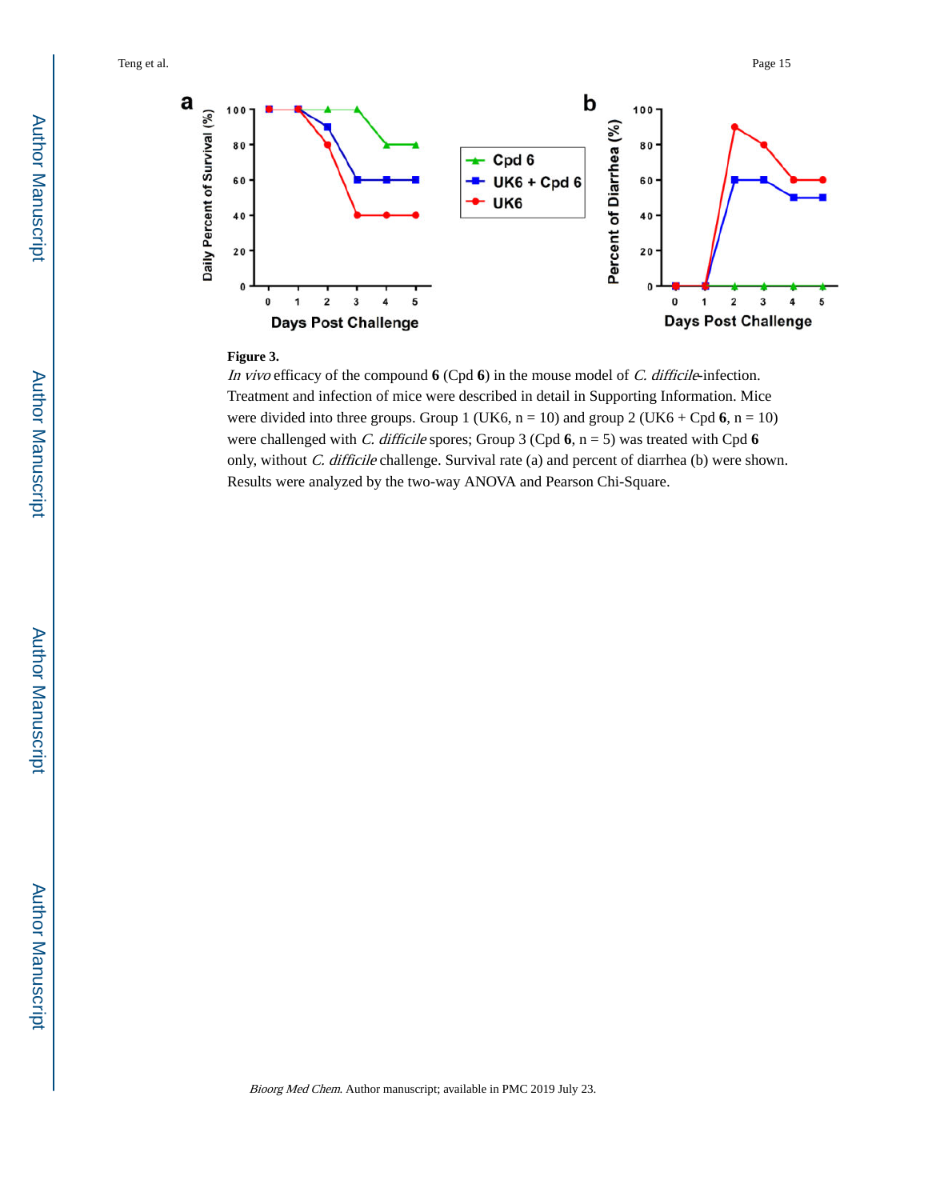**Figure 3.**

*In vivo* efficacy of the compound **6** (Cpd **6**) in the mouse model of *C. difficile*-infection. Treatment and infection of mice were described in detail in Supporting Information. Mice were divided into three groups. Group 1 (UK6, n = 10) and group 2 (UK6 + Cpd **6**, n = 10) were challenged with *C. difficile* spores; Group 3 (Cpd **6**, n = 5) was treated with Cpd **6** only, without *C. difficile* challenge. Survival rate (a) and percent of diarrhea (b) were shown. Results were analyzed by the two-way ANOVA and Pearson Chi-Square.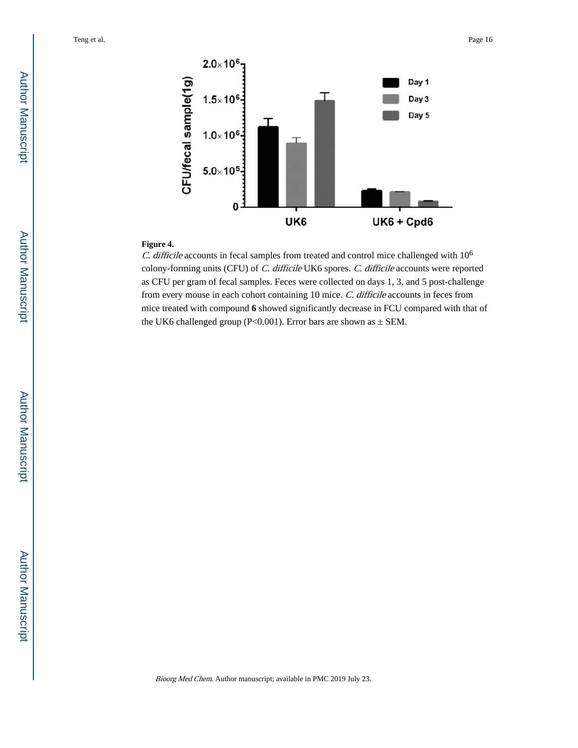**Figure 4.**

*C. difficile* accounts in fecal samples from treated and control mice challenged with $10^6$ colony-forming units (CFU) of *C. difficile* UK6 spores. *C. difficile* accounts were reported as CFU per gram of fecal samples. Feces were collected on days 1, 3, and 5 post-challenge from every mouse in each cohort containing 10 mice. *C. difficile* accounts in feces from mice treated with compound **6** showed significantly decrease in FCU compared with that of the UK6 challenged group ($P<0.001$). Error bars are shown as ± SEM.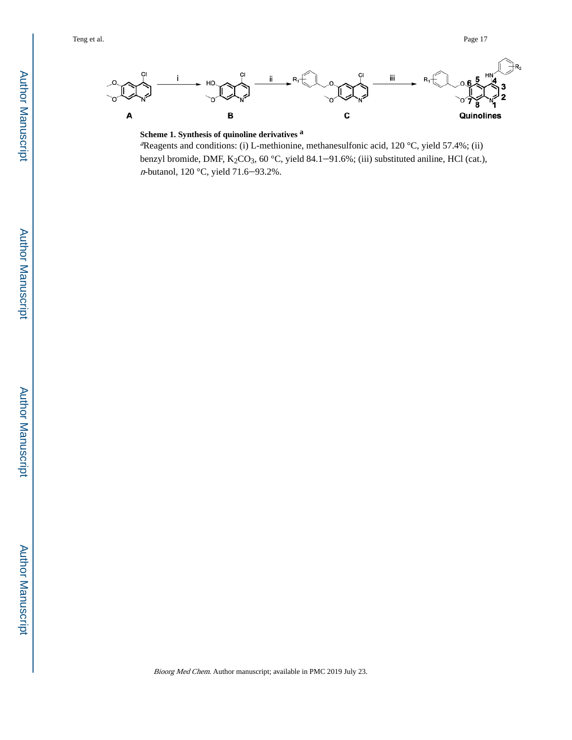**Scheme 1. Synthesis of quinoline derivatives [a]**

[a]Reagents and conditions: (i) L-methionine, methanesulfonic acid, 120 °C, yield 57.4%; (ii) benzyl bromide, DMF, $K_2CO_3$, 60 °C, yield 84.1−91.6%; (iii) substituted aniline, HCl (cat.), *n*-butanol, 120 °C, yield 71.6−93.2%.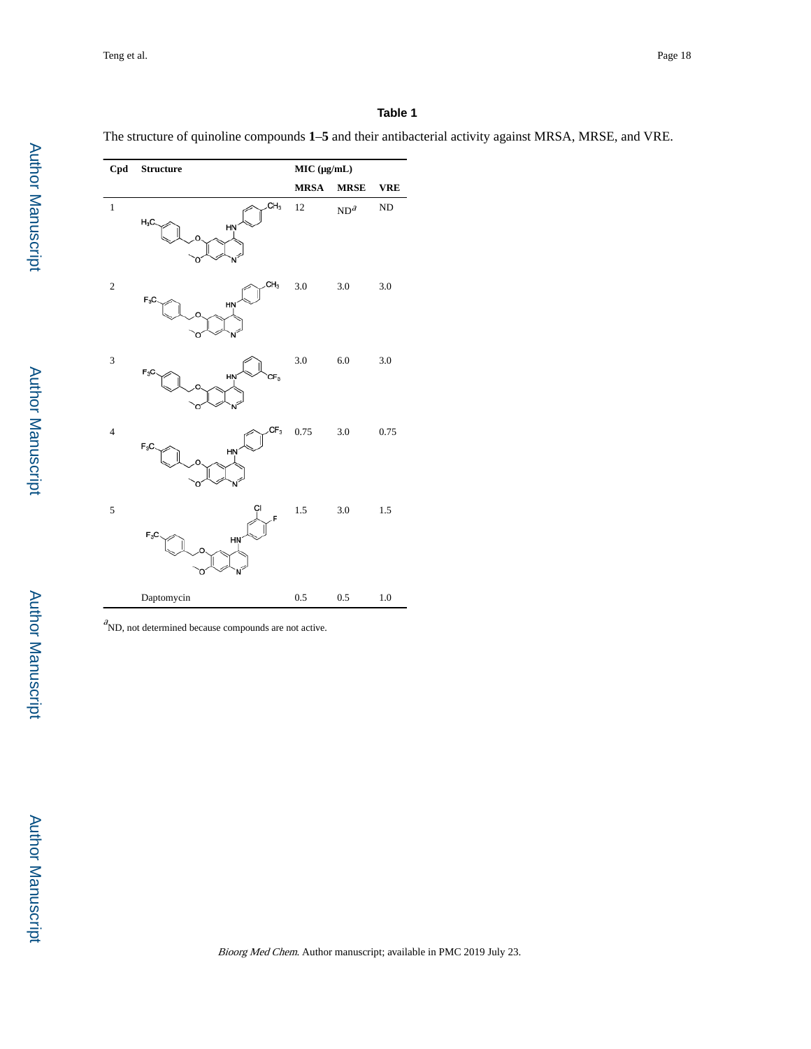# Table 1

The structure of quinoline compounds **1**–**5** and their antibacterial activity against MRSA, MRSE, and VRE.

| Cpd | Structure | MIC (μg/mL) | | |
|---|---|---|---|---|
| | | **MRSA** | **MRSE** | **VRE** |
| 1 | | 12 | ND[a] | ND |
| 2 | | 3.0 | 3.0 | 3.0 |
| 3 | | 3.0 | 6.0 | 3.0 |
| 4 | | 0.75 | 3.0 | 0.75 |
| 5 | | 1.5 | 3.0 | 1.5 |
| | Daptomycin | 0.5 | 0.5 | 1.0 |

[a]ND, not determined because compounds are not active.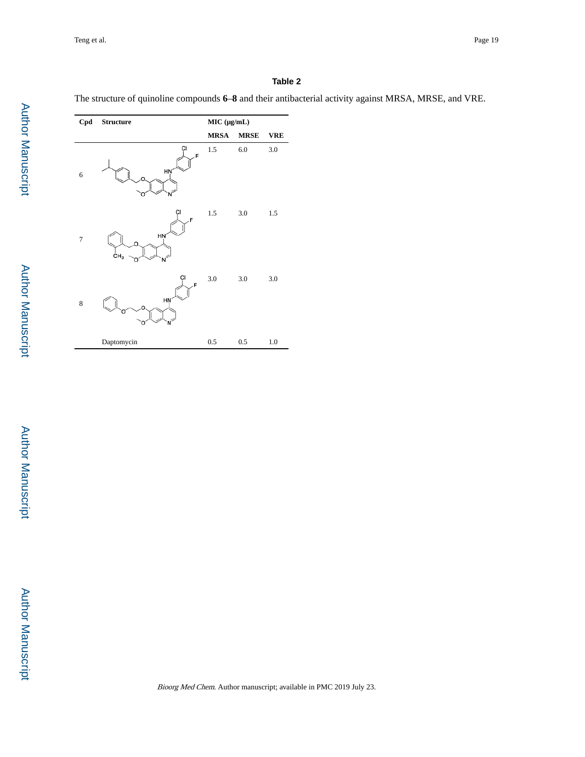## Table 2

The structure of quinoline compounds **6**–**8** and their antibacterial activity against MRSA, MRSE, and VRE.

| Cpd | Structure | MIC (μg/mL) | | |
|---|---|---|---|---|
| | | **MRSA** | **MRSE** | **VRE** |
| 6 | | 1.5 | 6.0 | 3.0 |
| 7 | | 1.5 | 3.0 | 1.5 |
| 8 | | 3.0 | 3.0 | 3.0 |
| | Daptomycin | 0.5 | 0.5 | 1.0 |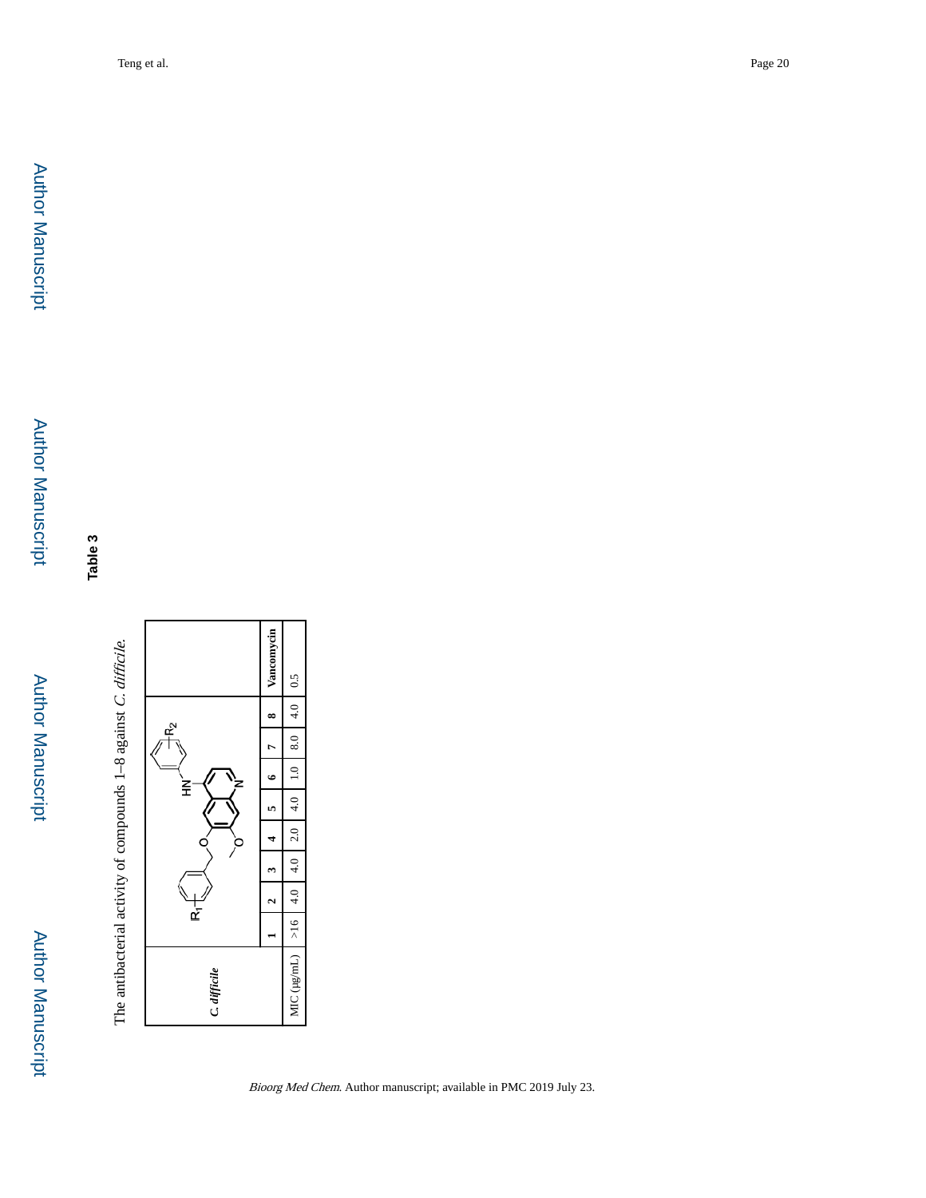## Table 3

The antibacterial activity of compounds 1–8 against *C. difficile.*

| *C. difficile* | 1 | 2 | 3 | 4 | 5 | 6 | 7 | 8 | Vancomycin |
|---|---|---|---|---|---|---|---|---|---|
| MIC (μg/mL) | >16 | 4.0 | 4.0 | 2.0 | 4.0 | 1.0 | 8.0 | 4.0 | 0.5 |